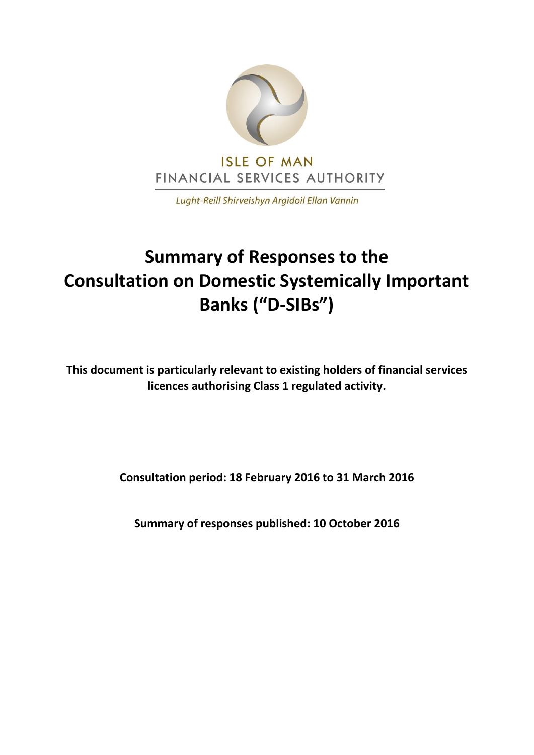ISLE OF MAN
FINANCIAL SERVICES AUTHORITY

*Lught-Reill Shirveishyn Argidoil Ellan Vannin*

# Summary of Responses to the Consultation on Domestic Systemically Important Banks ("D-SIBs")

**This document is particularly relevant to existing holders of financial services licences authorising Class 1 regulated activity.**

**Consultation period: 18 February 2016 to 31 March 2016**

**Summary of responses published: 10 October 2016**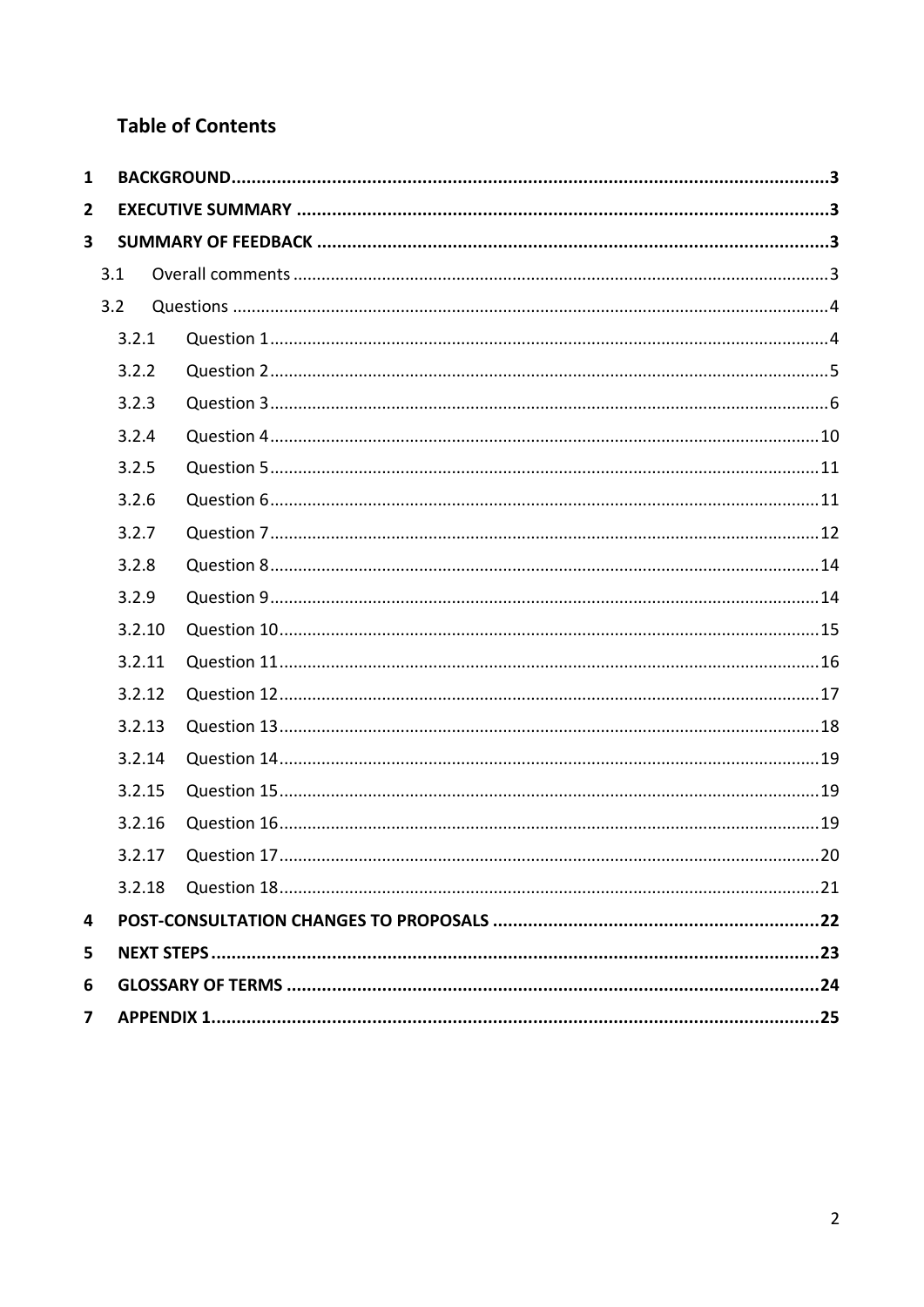# Table of Contents

1 BACKGROUND....................................................................................................................3

2 EXECUTIVE SUMMARY .....................................................................................................3

3 SUMMARY OF FEEDBACK ..................................................................................................3

- 3.1 Overall comments ...........................................................................................................3
- 3.2 Questions .......................................................................................................................4
  - 3.2.1 Question 1 ................................................................................................................4
  - 3.2.2 Question 2 ................................................................................................................5
  - 3.2.3 Question 3 ................................................................................................................6
  - 3.2.4 Question 4 ..............................................................................................................10
  - 3.2.5 Question 5 ..............................................................................................................11
  - 3.2.6 Question 6 ..............................................................................................................11
  - 3.2.7 Question 7 ..............................................................................................................12
  - 3.2.8 Question 8 ..............................................................................................................14
  - 3.2.9 Question 9 ..............................................................................................................14
  - 3.2.10 Question 10 ...........................................................................................................15
  - 3.2.11 Question 11 ...........................................................................................................16
  - 3.2.12 Question 12 ...........................................................................................................17
  - 3.2.13 Question 13 ...........................................................................................................18
  - 3.2.14 Question 14 ...........................................................................................................19
  - 3.2.15 Question 15 ...........................................................................................................19
  - 3.2.16 Question 16 ...........................................................................................................19
  - 3.2.17 Question 17 ...........................................................................................................20
  - 3.2.18 Question 18 ...........................................................................................................21

4 POST-CONSULTATION CHANGES TO PROPOSALS ...........................................................22

5 NEXT STEPS ....................................................................................................................23

6 GLOSSARY OF TERMS .....................................................................................................24

7 APPENDIX 1.....................................................................................................................25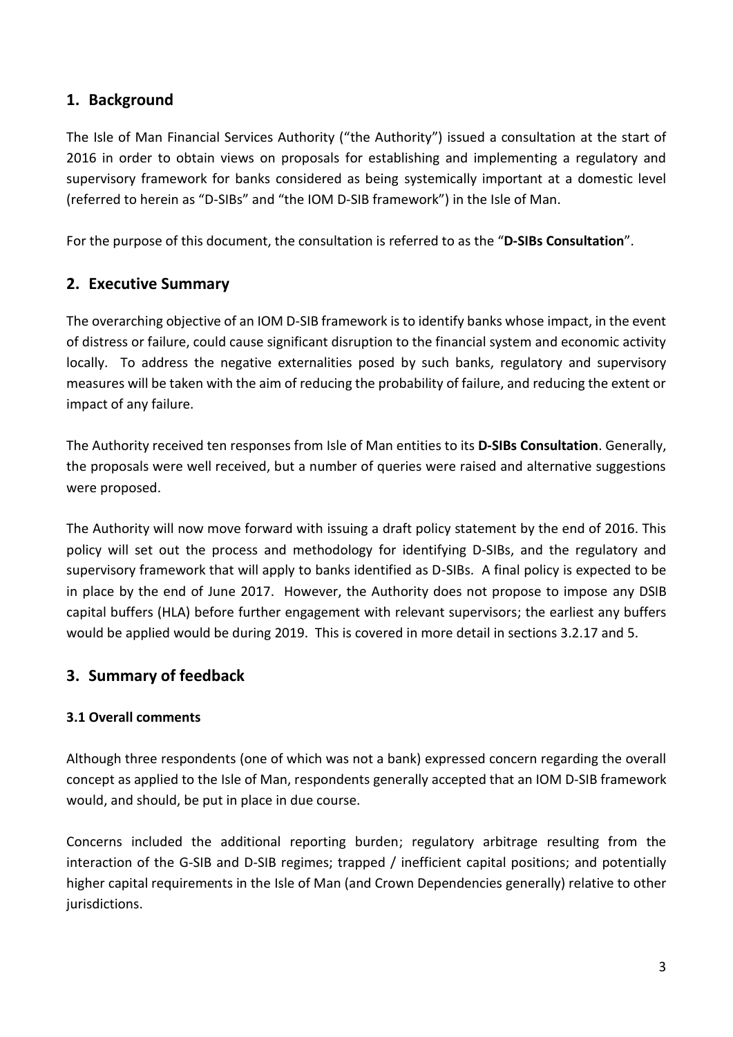## 1. Background

The Isle of Man Financial Services Authority ("the Authority") issued a consultation at the start of 2016 in order to obtain views on proposals for establishing and implementing a regulatory and supervisory framework for banks considered as being systemically important at a domestic level (referred to herein as "D-SIBs" and "the IOM D-SIB framework") in the Isle of Man.

For the purpose of this document, the consultation is referred to as the "**D-SIBs Consultation**".

## 2. Executive Summary

The overarching objective of an IOM D-SIB framework is to identify banks whose impact, in the event of distress or failure, could cause significant disruption to the financial system and economic activity locally. To address the negative externalities posed by such banks, regulatory and supervisory measures will be taken with the aim of reducing the probability of failure, and reducing the extent or impact of any failure.

The Authority received ten responses from Isle of Man entities to its **D-SIBs Consultation**. Generally, the proposals were well received, but a number of queries were raised and alternative suggestions were proposed.

The Authority will now move forward with issuing a draft policy statement by the end of 2016. This policy will set out the process and methodology for identifying D-SIBs, and the regulatory and supervisory framework that will apply to banks identified as D-SIBs. A final policy is expected to be in place by the end of June 2017. However, the Authority does not propose to impose any DSIB capital buffers (HLA) before further engagement with relevant supervisors; the earliest any buffers would be applied would be during 2019. This is covered in more detail in sections 3.2.17 and 5.

## 3. Summary of feedback

### 3.1 Overall comments

Although three respondents (one of which was not a bank) expressed concern regarding the overall concept as applied to the Isle of Man, respondents generally accepted that an IOM D-SIB framework would, and should, be put in place in due course.

Concerns included the additional reporting burden; regulatory arbitrage resulting from the interaction of the G-SIB and D-SIB regimes; trapped / inefficient capital positions; and potentially higher capital requirements in the Isle of Man (and Crown Dependencies generally) relative to other jurisdictions.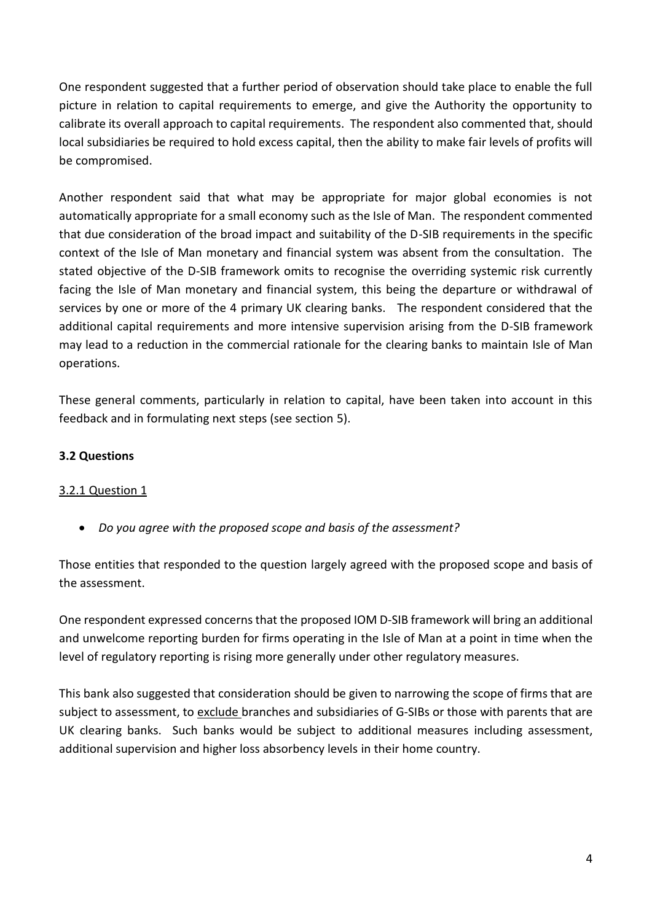One respondent suggested that a further period of observation should take place to enable the full picture in relation to capital requirements to emerge, and give the Authority the opportunity to calibrate its overall approach to capital requirements. The respondent also commented that, should local subsidiaries be required to hold excess capital, then the ability to make fair levels of profits will be compromised.

Another respondent said that what may be appropriate for major global economies is not automatically appropriate for a small economy such as the Isle of Man. The respondent commented that due consideration of the broad impact and suitability of the D-SIB requirements in the specific context of the Isle of Man monetary and financial system was absent from the consultation. The stated objective of the D-SIB framework omits to recognise the overriding systemic risk currently facing the Isle of Man monetary and financial system, this being the departure or withdrawal of services by one or more of the 4 primary UK clearing banks. The respondent considered that the additional capital requirements and more intensive supervision arising from the D-SIB framework may lead to a reduction in the commercial rationale for the clearing banks to maintain Isle of Man operations.

These general comments, particularly in relation to capital, have been taken into account in this feedback and in formulating next steps (see section 5).

### 3.2 Questions

#### 3.2.1 Question 1

- *Do you agree with the proposed scope and basis of the assessment?*

Those entities that responded to the question largely agreed with the proposed scope and basis of the assessment.

One respondent expressed concerns that the proposed IOM D-SIB framework will bring an additional and unwelcome reporting burden for firms operating in the Isle of Man at a point in time when the level of regulatory reporting is rising more generally under other regulatory measures.

This bank also suggested that consideration should be given to narrowing the scope of firms that are subject to assessment, to <u>exclude</u> branches and subsidiaries of G-SIBs or those with parents that are UK clearing banks. Such banks would be subject to additional measures including assessment, additional supervision and higher loss absorbency levels in their home country.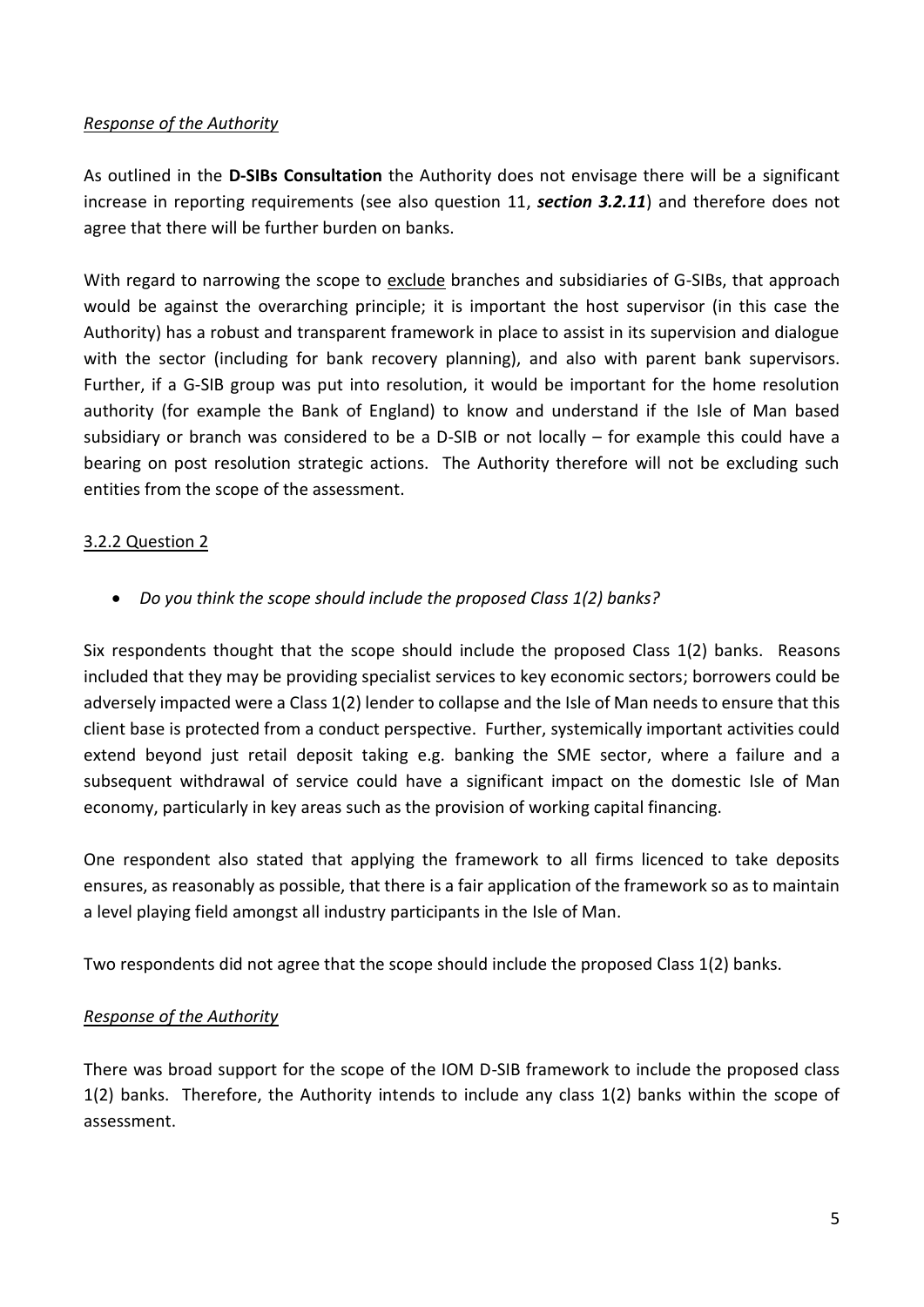*Response of the Authority*

As outlined in the **D-SIBs Consultation** the Authority does not envisage there will be a significant increase in reporting requirements (see also question 11, ***section 3.2.11***) and therefore does not agree that there will be further burden on banks.

With regard to narrowing the scope to exclude branches and subsidiaries of G-SIBs, that approach would be against the overarching principle; it is important the host supervisor (in this case the Authority) has a robust and transparent framework in place to assist in its supervision and dialogue with the sector (including for bank recovery planning), and also with parent bank supervisors. Further, if a G-SIB group was put into resolution, it would be important for the home resolution authority (for example the Bank of England) to know and understand if the Isle of Man based subsidiary or branch was considered to be a D-SIB or not locally – for example this could have a bearing on post resolution strategic actions. The Authority therefore will not be excluding such entities from the scope of the assessment.

### 3.2.2 Question 2

- *Do you think the scope should include the proposed Class 1(2) banks?*

Six respondents thought that the scope should include the proposed Class 1(2) banks. Reasons included that they may be providing specialist services to key economic sectors; borrowers could be adversely impacted were a Class 1(2) lender to collapse and the Isle of Man needs to ensure that this client base is protected from a conduct perspective. Further, systemically important activities could extend beyond just retail deposit taking e.g. banking the SME sector, where a failure and a subsequent withdrawal of service could have a significant impact on the domestic Isle of Man economy, particularly in key areas such as the provision of working capital financing.

One respondent also stated that applying the framework to all firms licenced to take deposits ensures, as reasonably as possible, that there is a fair application of the framework so as to maintain a level playing field amongst all industry participants in the Isle of Man.

Two respondents did not agree that the scope should include the proposed Class 1(2) banks.

*Response of the Authority*

There was broad support for the scope of the IOM D-SIB framework to include the proposed class 1(2) banks. Therefore, the Authority intends to include any class 1(2) banks within the scope of assessment.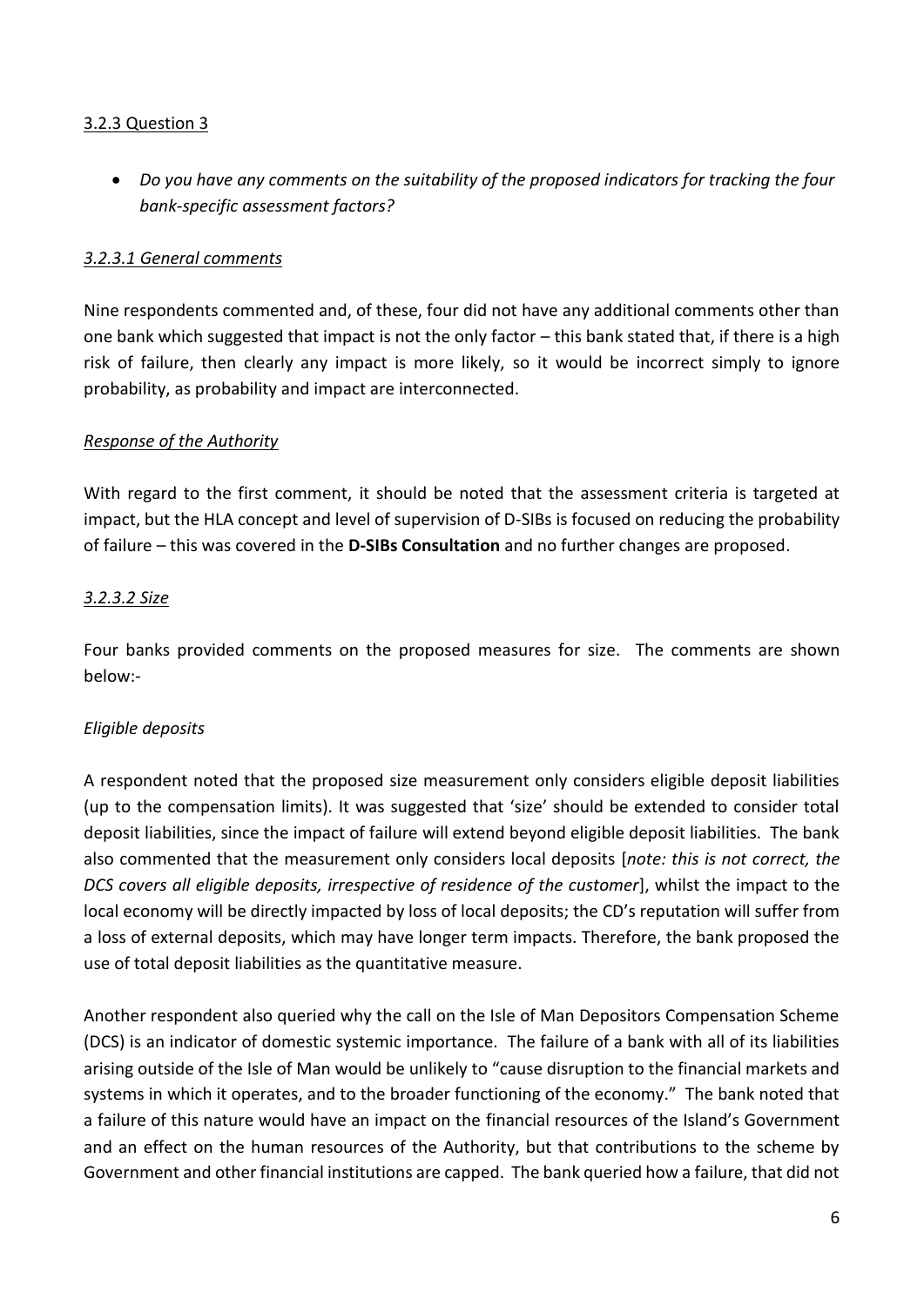### 3.2.3 Question 3

- *Do you have any comments on the suitability of the proposed indicators for tracking the four bank-specific assessment factors?*

#### *3.2.3.1 General comments*

Nine respondents commented and, of these, four did not have any additional comments other than one bank which suggested that impact is not the only factor – this bank stated that, if there is a high risk of failure, then clearly any impact is more likely, so it would be incorrect simply to ignore probability, as probability and impact are interconnected.

*Response of the Authority*

With regard to the first comment, it should be noted that the assessment criteria is targeted at impact, but the HLA concept and level of supervision of D-SIBs is focused on reducing the probability of failure – this was covered in the **D-SIBs Consultation** and no further changes are proposed.

#### *3.2.3.2 Size*

Four banks provided comments on the proposed measures for size. The comments are shown below:-

*Eligible deposits*

A respondent noted that the proposed size measurement only considers eligible deposit liabilities (up to the compensation limits). It was suggested that 'size' should be extended to consider total deposit liabilities, since the impact of failure will extend beyond eligible deposit liabilities. The bank also commented that the measurement only considers local deposits [*note: this is not correct, the DCS covers all eligible deposits, irrespective of residence of the customer*], whilst the impact to the local economy will be directly impacted by loss of local deposits; the CD's reputation will suffer from a loss of external deposits, which may have longer term impacts. Therefore, the bank proposed the use of total deposit liabilities as the quantitative measure.

Another respondent also queried why the call on the Isle of Man Depositors Compensation Scheme (DCS) is an indicator of domestic systemic importance. The failure of a bank with all of its liabilities arising outside of the Isle of Man would be unlikely to "cause disruption to the financial markets and systems in which it operates, and to the broader functioning of the economy." The bank noted that a failure of this nature would have an impact on the financial resources of the Island's Government and an effect on the human resources of the Authority, but that contributions to the scheme by Government and other financial institutions are capped. The bank queried how a failure, that did not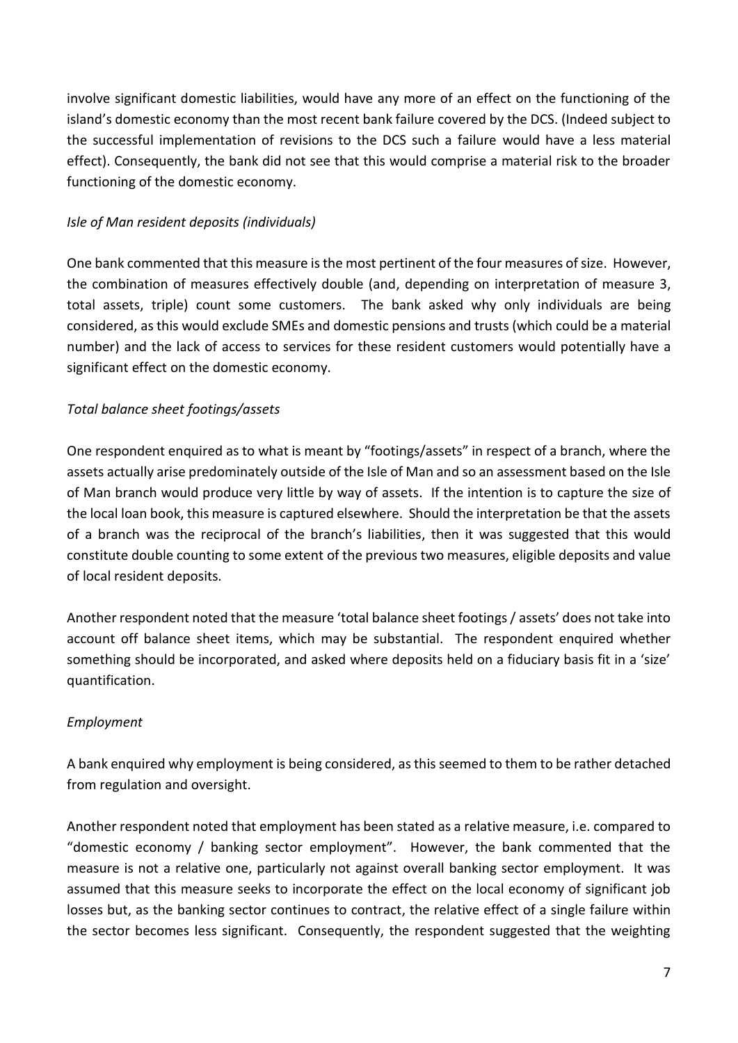involve significant domestic liabilities, would have any more of an effect on the functioning of the island's domestic economy than the most recent bank failure covered by the DCS. (Indeed subject to the successful implementation of revisions to the DCS such a failure would have a less material effect). Consequently, the bank did not see that this would comprise a material risk to the broader functioning of the domestic economy.

*Isle of Man resident deposits (individuals)*

One bank commented that this measure is the most pertinent of the four measures of size. However, the combination of measures effectively double (and, depending on interpretation of measure 3, total assets, triple) count some customers. The bank asked why only individuals are being considered, as this would exclude SMEs and domestic pensions and trusts (which could be a material number) and the lack of access to services for these resident customers would potentially have a significant effect on the domestic economy.

*Total balance sheet footings/assets*

One respondent enquired as to what is meant by "footings/assets" in respect of a branch, where the assets actually arise predominately outside of the Isle of Man and so an assessment based on the Isle of Man branch would produce very little by way of assets. If the intention is to capture the size of the local loan book, this measure is captured elsewhere. Should the interpretation be that the assets of a branch was the reciprocal of the branch's liabilities, then it was suggested that this would constitute double counting to some extent of the previous two measures, eligible deposits and value of local resident deposits.

Another respondent noted that the measure 'total balance sheet footings / assets' does not take into account off balance sheet items, which may be substantial. The respondent enquired whether something should be incorporated, and asked where deposits held on a fiduciary basis fit in a 'size' quantification.

*Employment*

A bank enquired why employment is being considered, as this seemed to them to be rather detached from regulation and oversight.

Another respondent noted that employment has been stated as a relative measure, i.e. compared to "domestic economy / banking sector employment". However, the bank commented that the measure is not a relative one, particularly not against overall banking sector employment. It was assumed that this measure seeks to incorporate the effect on the local economy of significant job losses but, as the banking sector continues to contract, the relative effect of a single failure within the sector becomes less significant. Consequently, the respondent suggested that the weighting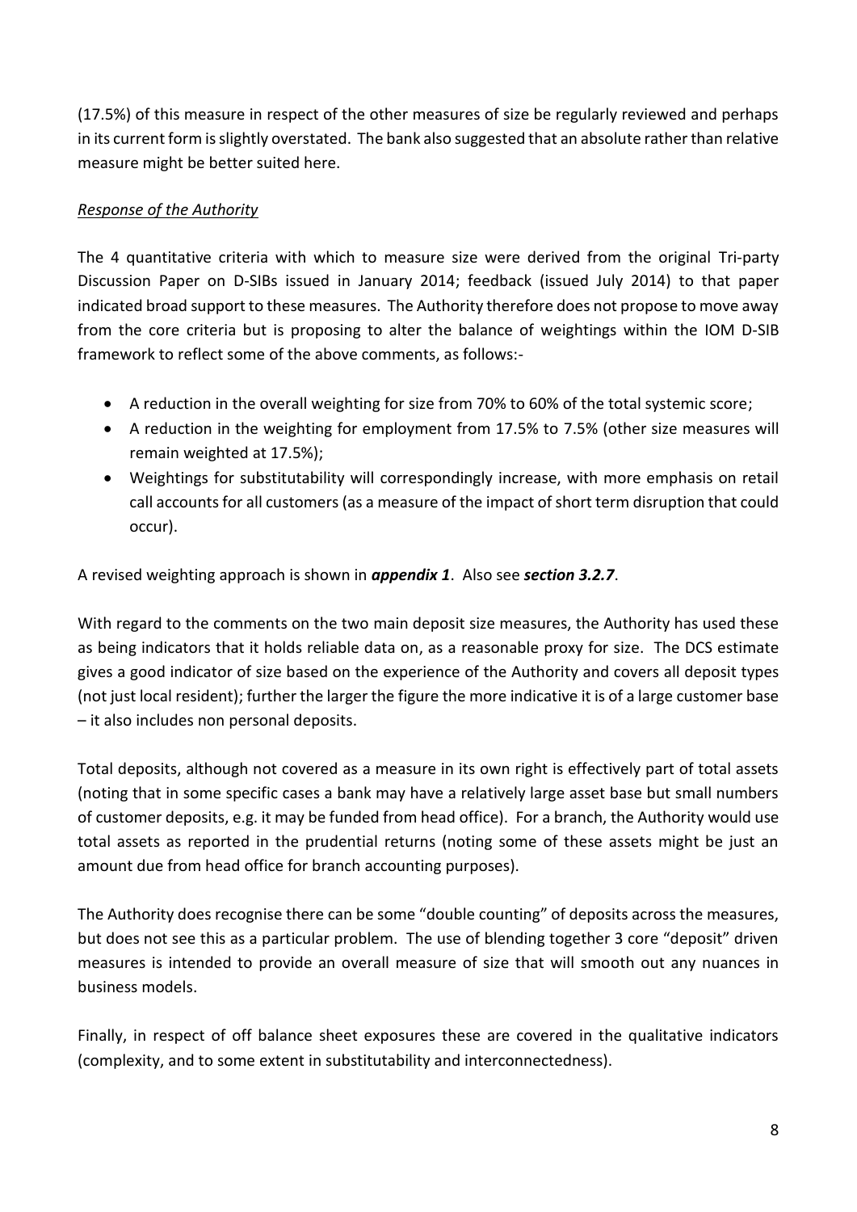(17.5%) of this measure in respect of the other measures of size be regularly reviewed and perhaps in its current form is slightly overstated. The bank also suggested that an absolute rather than relative measure might be better suited here.

*Response of the Authority*

The 4 quantitative criteria with which to measure size were derived from the original Tri-party Discussion Paper on D-SIBs issued in January 2014; feedback (issued July 2014) to that paper indicated broad support to these measures. The Authority therefore does not propose to move away from the core criteria but is proposing to alter the balance of weightings within the IOM D-SIB framework to reflect some of the above comments, as follows:-

- A reduction in the overall weighting for size from 70% to 60% of the total systemic score;
- A reduction in the weighting for employment from 17.5% to 7.5% (other size measures will remain weighted at 17.5%);
- Weightings for substitutability will correspondingly increase, with more emphasis on retail call accounts for all customers (as a measure of the impact of short term disruption that could occur).

A revised weighting approach is shown in ***appendix 1***. Also see ***section 3.2.7***.

With regard to the comments on the two main deposit size measures, the Authority has used these as being indicators that it holds reliable data on, as a reasonable proxy for size. The DCS estimate gives a good indicator of size based on the experience of the Authority and covers all deposit types (not just local resident); further the larger the figure the more indicative it is of a large customer base – it also includes non personal deposits.

Total deposits, although not covered as a measure in its own right is effectively part of total assets (noting that in some specific cases a bank may have a relatively large asset base but small numbers of customer deposits, e.g. it may be funded from head office). For a branch, the Authority would use total assets as reported in the prudential returns (noting some of these assets might be just an amount due from head office for branch accounting purposes).

The Authority does recognise there can be some "double counting" of deposits across the measures, but does not see this as a particular problem. The use of blending together 3 core "deposit" driven measures is intended to provide an overall measure of size that will smooth out any nuances in business models.

Finally, in respect of off balance sheet exposures these are covered in the qualitative indicators (complexity, and to some extent in substitutability and interconnectedness).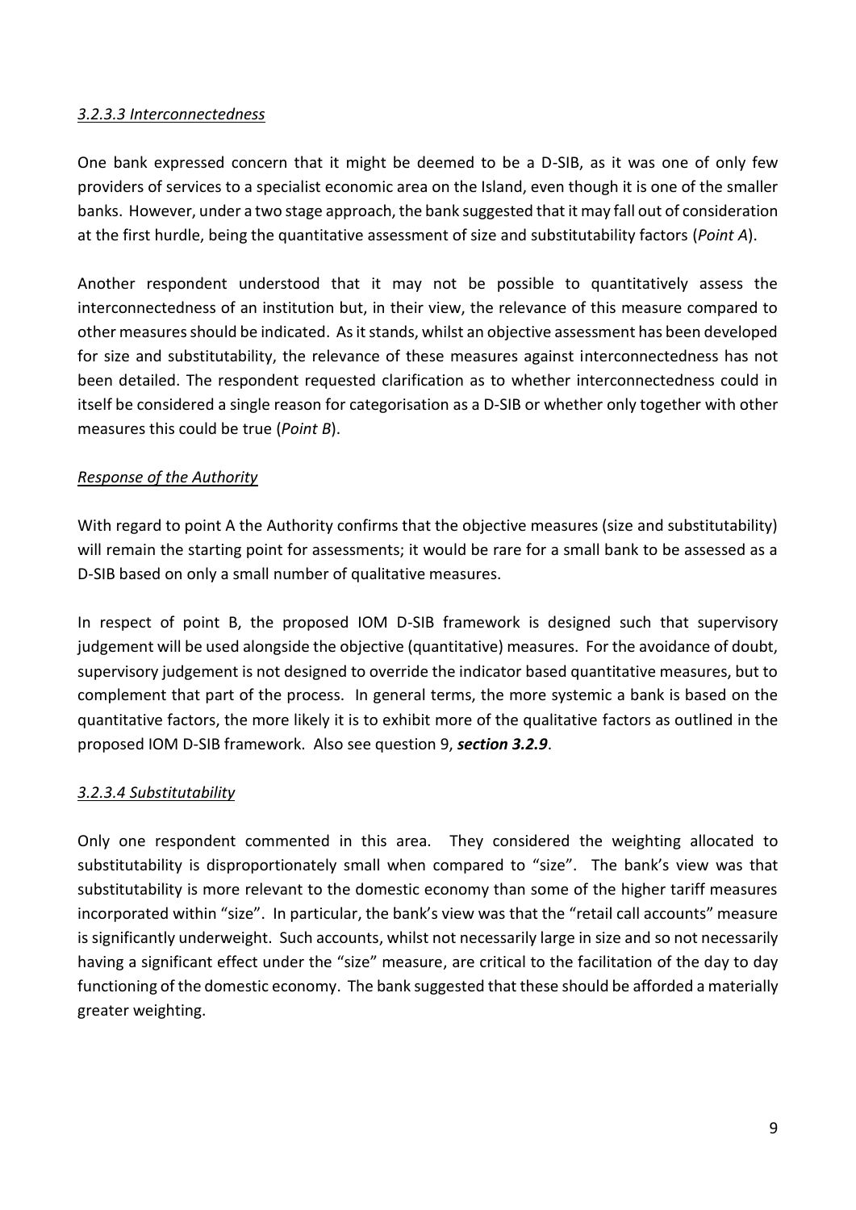*3.2.3.3 Interconnectedness*

One bank expressed concern that it might be deemed to be a D-SIB, as it was one of only few providers of services to a specialist economic area on the Island, even though it is one of the smaller banks. However, under a two stage approach, the bank suggested that it may fall out of consideration at the first hurdle, being the quantitative assessment of size and substitutability factors (*Point A*).

Another respondent understood that it may not be possible to quantitatively assess the interconnectedness of an institution but, in their view, the relevance of this measure compared to other measures should be indicated. As it stands, whilst an objective assessment has been developed for size and substitutability, the relevance of these measures against interconnectedness has not been detailed. The respondent requested clarification as to whether interconnectedness could in itself be considered a single reason for categorisation as a D-SIB or whether only together with other measures this could be true (*Point B*).

*Response of the Authority*

With regard to point A the Authority confirms that the objective measures (size and substitutability) will remain the starting point for assessments; it would be rare for a small bank to be assessed as a D-SIB based on only a small number of qualitative measures.

In respect of point B, the proposed IOM D-SIB framework is designed such that supervisory judgement will be used alongside the objective (quantitative) measures. For the avoidance of doubt, supervisory judgement is not designed to override the indicator based quantitative measures, but to complement that part of the process. In general terms, the more systemic a bank is based on the quantitative factors, the more likely it is to exhibit more of the qualitative factors as outlined in the proposed IOM D-SIB framework. Also see question 9, ***section 3.2.9***.

*3.2.3.4 Substitutability*

Only one respondent commented in this area. They considered the weighting allocated to substitutability is disproportionately small when compared to "size". The bank's view was that substitutability is more relevant to the domestic economy than some of the higher tariff measures incorporated within "size". In particular, the bank's view was that the "retail call accounts" measure is significantly underweight. Such accounts, whilst not necessarily large in size and so not necessarily having a significant effect under the "size" measure, are critical to the facilitation of the day to day functioning of the domestic economy. The bank suggested that these should be afforded a materially greater weighting.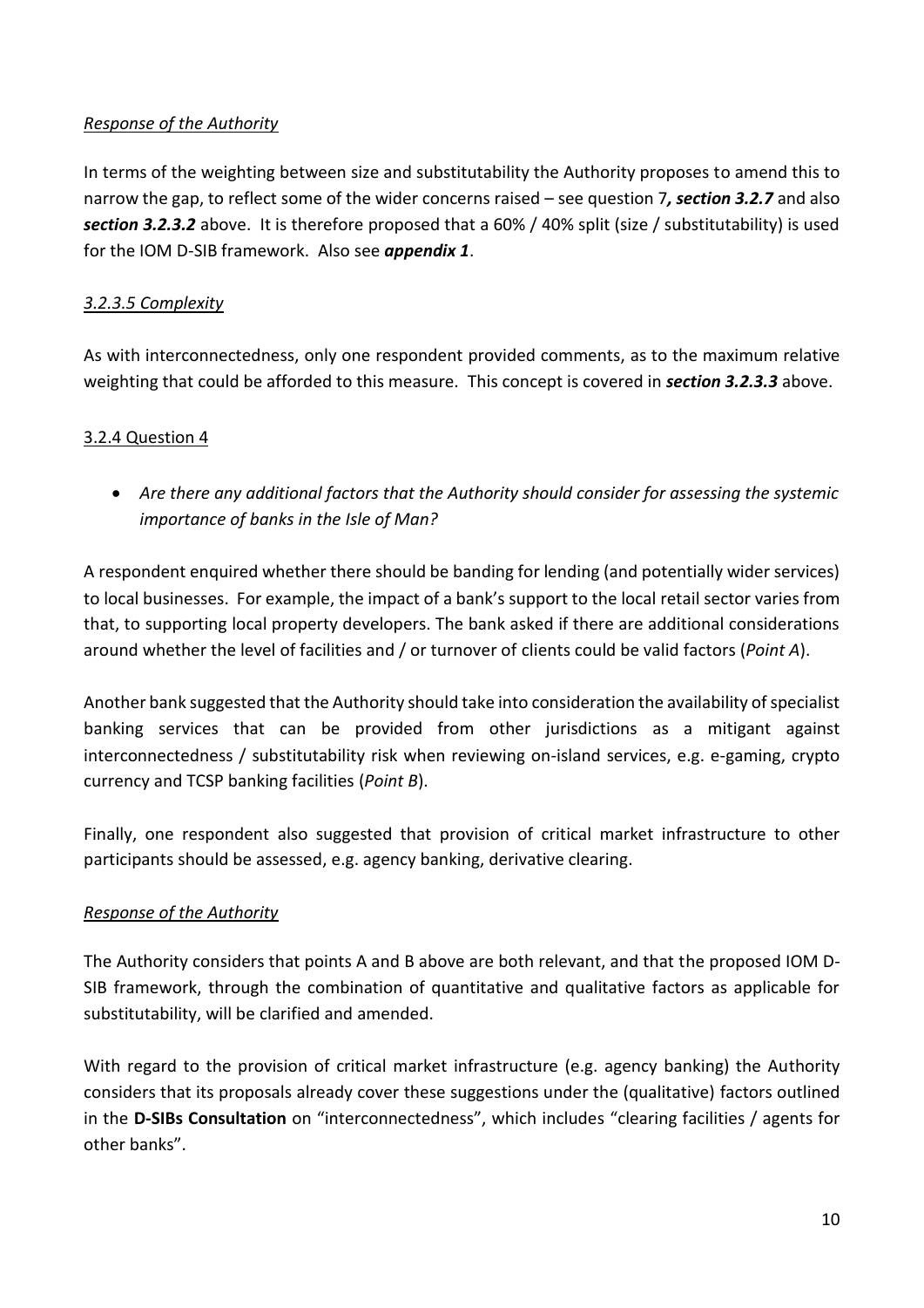*Response of the Authority*

In terms of the weighting between size and substitutability the Authority proposes to amend this to narrow the gap, to reflect some of the wider concerns raised – see question 7***, section 3.2.7*** and also ***section 3.2.3.2*** above. It is therefore proposed that a 60% / 40% split (size / substitutability) is used for the IOM D-SIB framework. Also see ***appendix 1***.

### *3.2.3.5 Complexity*

As with interconnectedness, only one respondent provided comments, as to the maximum relative weighting that could be afforded to this measure. This concept is covered in ***section 3.2.3.3*** above.

### 3.2.4 Question 4

- *Are there any additional factors that the Authority should consider for assessing the systemic importance of banks in the Isle of Man?*

A respondent enquired whether there should be banding for lending (and potentially wider services) to local businesses. For example, the impact of a bank's support to the local retail sector varies from that, to supporting local property developers. The bank asked if there are additional considerations around whether the level of facilities and / or turnover of clients could be valid factors (*Point A*).

Another bank suggested that the Authority should take into consideration the availability of specialist banking services that can be provided from other jurisdictions as a mitigant against interconnectedness / substitutability risk when reviewing on-island services, e.g. e-gaming, crypto currency and TCSP banking facilities (*Point B*).

Finally, one respondent also suggested that provision of critical market infrastructure to other participants should be assessed, e.g. agency banking, derivative clearing.

*Response of the Authority*

The Authority considers that points A and B above are both relevant, and that the proposed IOM D-SIB framework, through the combination of quantitative and qualitative factors as applicable for substitutability, will be clarified and amended.

With regard to the provision of critical market infrastructure (e.g. agency banking) the Authority considers that its proposals already cover these suggestions under the (qualitative) factors outlined in the **D-SIBs Consultation** on "interconnectedness", which includes "clearing facilities / agents for other banks".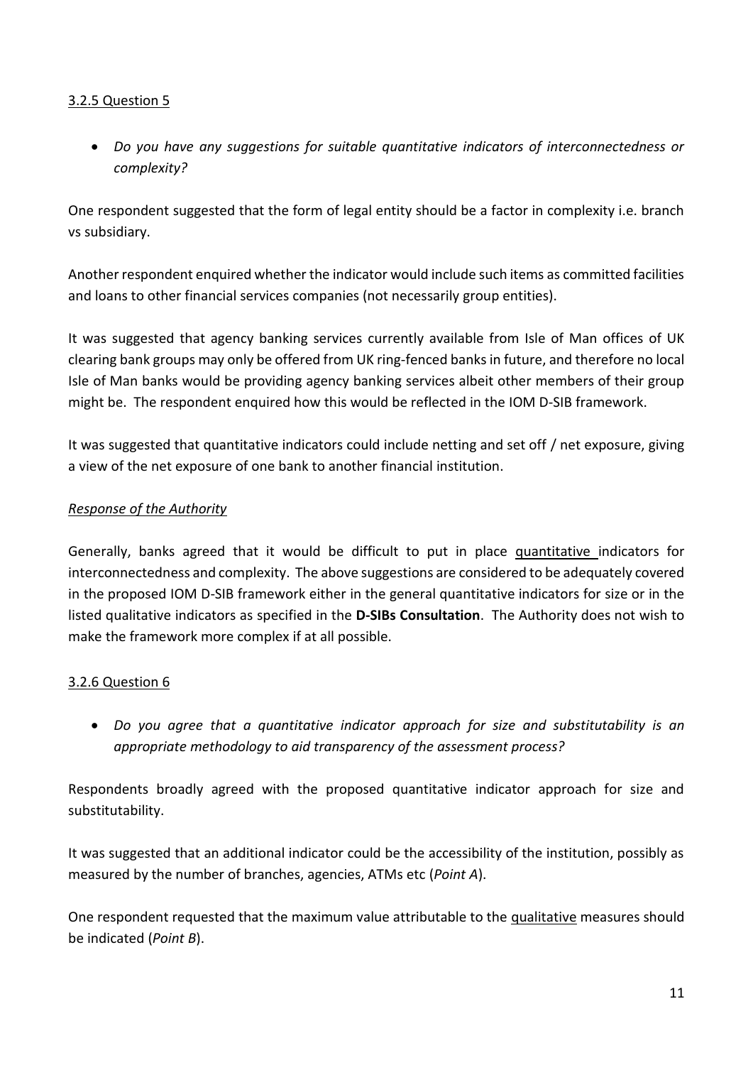<u>3.2.5 Question 5</u>

- *Do you have any suggestions for suitable quantitative indicators of interconnectedness or complexity?*

One respondent suggested that the form of legal entity should be a factor in complexity i.e. branch vs subsidiary.

Another respondent enquired whether the indicator would include such items as committed facilities and loans to other financial services companies (not necessarily group entities).

It was suggested that agency banking services currently available from Isle of Man offices of UK clearing bank groups may only be offered from UK ring-fenced banks in future, and therefore no local Isle of Man banks would be providing agency banking services albeit other members of their group might be. The respondent enquired how this would be reflected in the IOM D-SIB framework.

It was suggested that quantitative indicators could include netting and set off / net exposure, giving a view of the net exposure of one bank to another financial institution.

*<u>Response of the Authority</u>*

Generally, banks agreed that it would be difficult to put in place <u>quantitative</u> indicators for interconnectedness and complexity. The above suggestions are considered to be adequately covered in the proposed IOM D-SIB framework either in the general quantitative indicators for size or in the listed qualitative indicators as specified in the **D-SIBs Consultation**. The Authority does not wish to make the framework more complex if at all possible.

<u>3.2.6 Question 6</u>

- *Do you agree that a quantitative indicator approach for size and substitutability is an appropriate methodology to aid transparency of the assessment process?*

Respondents broadly agreed with the proposed quantitative indicator approach for size and substitutability.

It was suggested that an additional indicator could be the accessibility of the institution, possibly as measured by the number of branches, agencies, ATMs etc (*Point A*).

One respondent requested that the maximum value attributable to the <u>qualitative</u> measures should be indicated (*Point B*).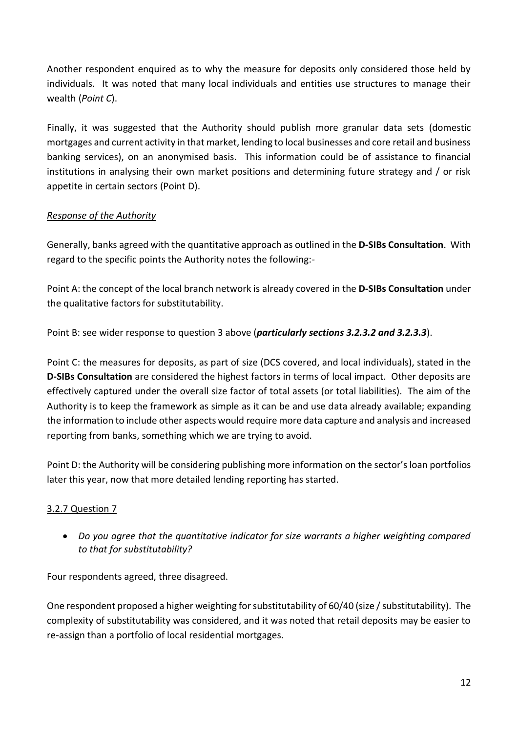Another respondent enquired as to why the measure for deposits only considered those held by individuals. It was noted that many local individuals and entities use structures to manage their wealth (*Point C*).

Finally, it was suggested that the Authority should publish more granular data sets (domestic mortgages and current activity in that market, lending to local businesses and core retail and business banking services), on an anonymised basis. This information could be of assistance to financial institutions in analysing their own market positions and determining future strategy and / or risk appetite in certain sectors (Point D).

*Response of the Authority*

Generally, banks agreed with the quantitative approach as outlined in the **D-SIBs Consultation**. With regard to the specific points the Authority notes the following:-

Point A: the concept of the local branch network is already covered in the **D-SIBs Consultation** under the qualitative factors for substitutability.

Point B: see wider response to question 3 above (***particularly sections 3.2.3.2 and 3.2.3.3***).

Point C: the measures for deposits, as part of size (DCS covered, and local individuals), stated in the **D-SIBs Consultation** are considered the highest factors in terms of local impact. Other deposits are effectively captured under the overall size factor of total assets (or total liabilities). The aim of the Authority is to keep the framework as simple as it can be and use data already available; expanding the information to include other aspects would require more data capture and analysis and increased reporting from banks, something which we are trying to avoid.

Point D: the Authority will be considering publishing more information on the sector's loan portfolios later this year, now that more detailed lending reporting has started.

### 3.2.7 Question 7

- *Do you agree that the quantitative indicator for size warrants a higher weighting compared to that for substitutability?*

Four respondents agreed, three disagreed.

One respondent proposed a higher weighting for substitutability of 60/40 (size / substitutability). The complexity of substitutability was considered, and it was noted that retail deposits may be easier to re-assign than a portfolio of local residential mortgages.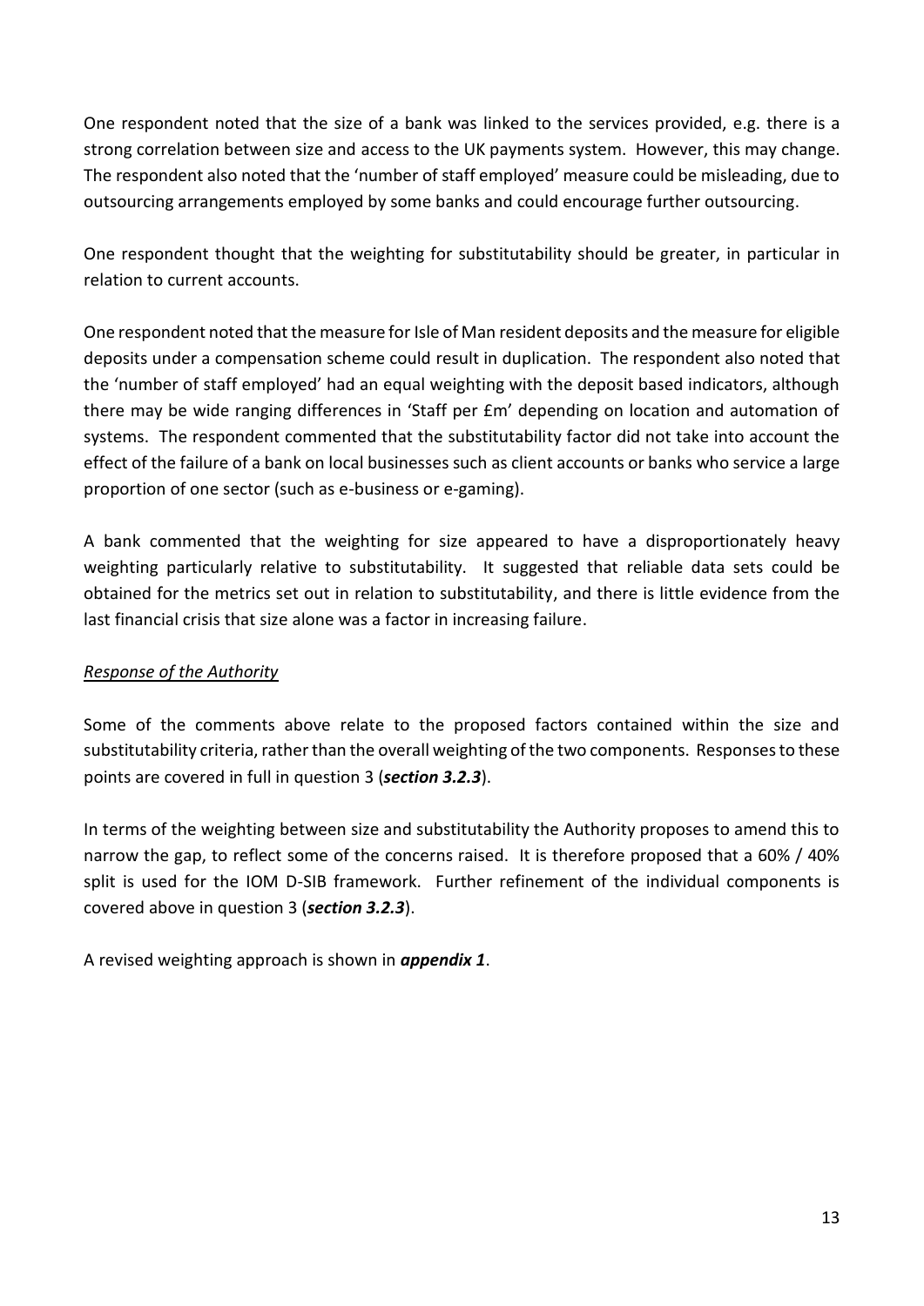One respondent noted that the size of a bank was linked to the services provided, e.g. there is a strong correlation between size and access to the UK payments system. However, this may change. The respondent also noted that the 'number of staff employed' measure could be misleading, due to outsourcing arrangements employed by some banks and could encourage further outsourcing.

One respondent thought that the weighting for substitutability should be greater, in particular in relation to current accounts.

One respondent noted that the measure for Isle of Man resident deposits and the measure for eligible deposits under a compensation scheme could result in duplication. The respondent also noted that the 'number of staff employed' had an equal weighting with the deposit based indicators, although there may be wide ranging differences in 'Staff per £m' depending on location and automation of systems. The respondent commented that the substitutability factor did not take into account the effect of the failure of a bank on local businesses such as client accounts or banks who service a large proportion of one sector (such as e-business or e-gaming).

A bank commented that the weighting for size appeared to have a disproportionately heavy weighting particularly relative to substitutability. It suggested that reliable data sets could be obtained for the metrics set out in relation to substitutability, and there is little evidence from the last financial crisis that size alone was a factor in increasing failure.

*Response of the Authority*

Some of the comments above relate to the proposed factors contained within the size and substitutability criteria, rather than the overall weighting of the two components. Responses to these points are covered in full in question 3 (***section 3.2.3***).

In terms of the weighting between size and substitutability the Authority proposes to amend this to narrow the gap, to reflect some of the concerns raised. It is therefore proposed that a 60% / 40% split is used for the IOM D-SIB framework. Further refinement of the individual components is covered above in question 3 (***section 3.2.3***).

A revised weighting approach is shown in ***appendix 1***.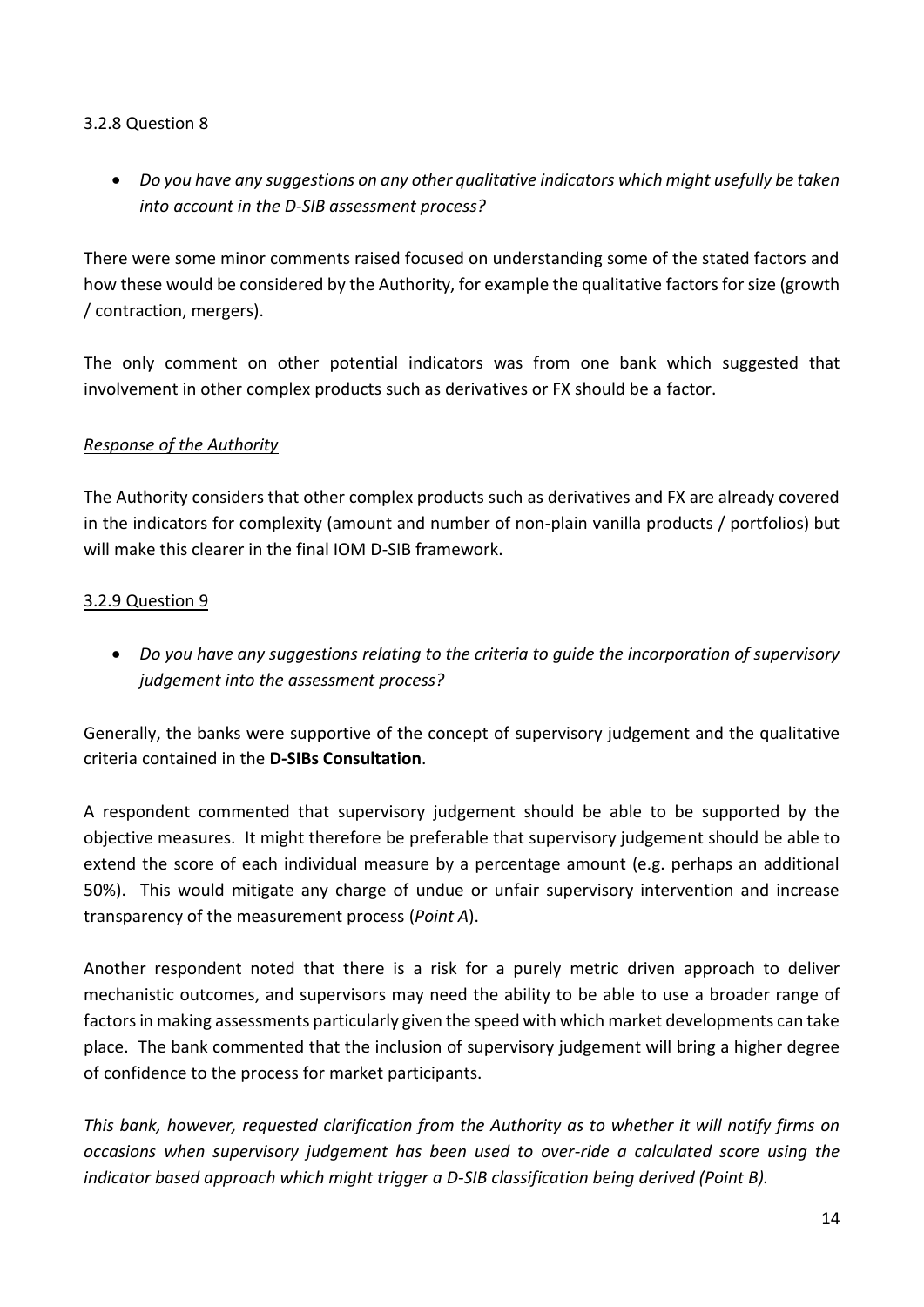### 3.2.8 Question 8

- *Do you have any suggestions on any other qualitative indicators which might usefully be taken into account in the D-SIB assessment process?*

There were some minor comments raised focused on understanding some of the stated factors and how these would be considered by the Authority, for example the qualitative factors for size (growth / contraction, mergers).

The only comment on other potential indicators was from one bank which suggested that involvement in other complex products such as derivatives or FX should be a factor.

*Response of the Authority*

The Authority considers that other complex products such as derivatives and FX are already covered in the indicators for complexity (amount and number of non-plain vanilla products / portfolios) but will make this clearer in the final IOM D-SIB framework.

### 3.2.9 Question 9

- *Do you have any suggestions relating to the criteria to guide the incorporation of supervisory judgement into the assessment process?*

Generally, the banks were supportive of the concept of supervisory judgement and the qualitative criteria contained in the **D-SIBs Consultation**.

A respondent commented that supervisory judgement should be able to be supported by the objective measures. It might therefore be preferable that supervisory judgement should be able to extend the score of each individual measure by a percentage amount (e.g. perhaps an additional 50%). This would mitigate any charge of undue or unfair supervisory intervention and increase transparency of the measurement process (*Point A*).

Another respondent noted that there is a risk for a purely metric driven approach to deliver mechanistic outcomes, and supervisors may need the ability to be able to use a broader range of factors in making assessments particularly given the speed with which market developments can take place. The bank commented that the inclusion of supervisory judgement will bring a higher degree of confidence to the process for market participants.

*This bank, however, requested clarification from the Authority as to whether it will notify firms on occasions when supervisory judgement has been used to over-ride a calculated score using the indicator based approach which might trigger a D-SIB classification being derived (Point B).*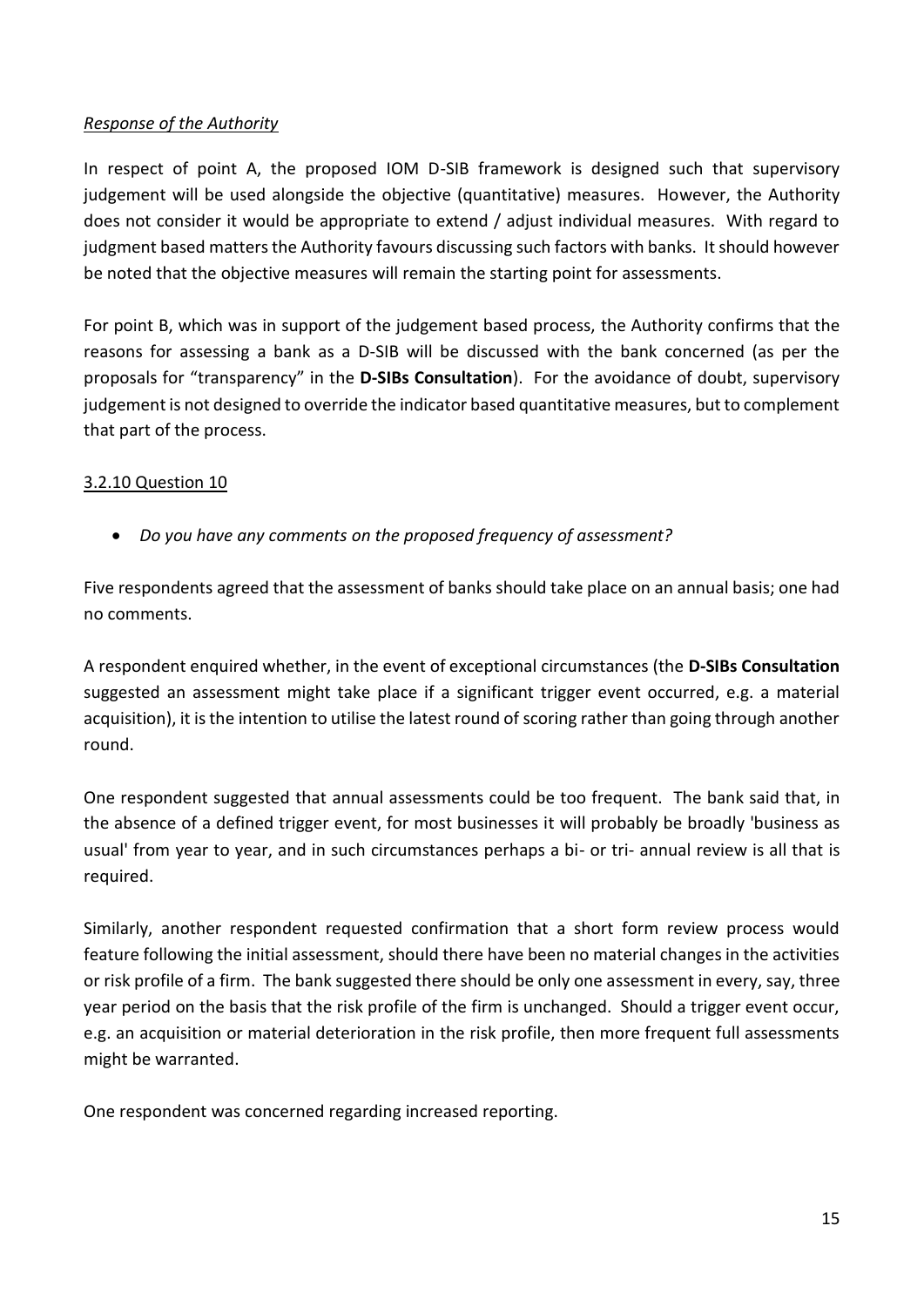*Response of the Authority*

In respect of point A, the proposed IOM D-SIB framework is designed such that supervisory judgement will be used alongside the objective (quantitative) measures. However, the Authority does not consider it would be appropriate to extend / adjust individual measures. With regard to judgment based matters the Authority favours discussing such factors with banks. It should however be noted that the objective measures will remain the starting point for assessments.

For point B, which was in support of the judgement based process, the Authority confirms that the reasons for assessing a bank as a D-SIB will be discussed with the bank concerned (as per the proposals for "transparency" in the **D-SIBs Consultation**). For the avoidance of doubt, supervisory judgement is not designed to override the indicator based quantitative measures, but to complement that part of the process.

3.2.10 Question 10

- *Do you have any comments on the proposed frequency of assessment?*

Five respondents agreed that the assessment of banks should take place on an annual basis; one had no comments.

A respondent enquired whether, in the event of exceptional circumstances (the **D-SIBs Consultation** suggested an assessment might take place if a significant trigger event occurred, e.g. a material acquisition), it is the intention to utilise the latest round of scoring rather than going through another round.

One respondent suggested that annual assessments could be too frequent. The bank said that, in the absence of a defined trigger event, for most businesses it will probably be broadly 'business as usual' from year to year, and in such circumstances perhaps a bi- or tri- annual review is all that is required.

Similarly, another respondent requested confirmation that a short form review process would feature following the initial assessment, should there have been no material changes in the activities or risk profile of a firm. The bank suggested there should be only one assessment in every, say, three year period on the basis that the risk profile of the firm is unchanged. Should a trigger event occur, e.g. an acquisition or material deterioration in the risk profile, then more frequent full assessments might be warranted.

One respondent was concerned regarding increased reporting.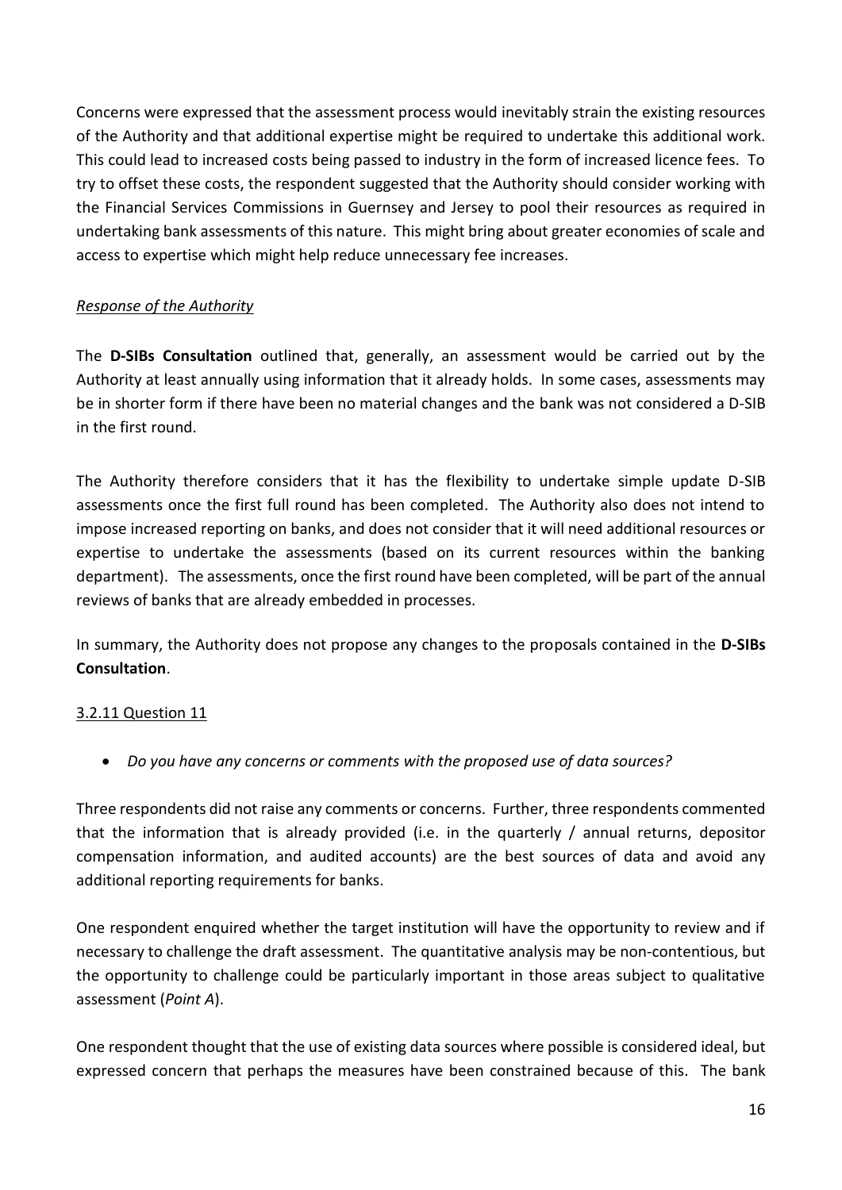Concerns were expressed that the assessment process would inevitably strain the existing resources of the Authority and that additional expertise might be required to undertake this additional work. This could lead to increased costs being passed to industry in the form of increased licence fees. To try to offset these costs, the respondent suggested that the Authority should consider working with the Financial Services Commissions in Guernsey and Jersey to pool their resources as required in undertaking bank assessments of this nature. This might bring about greater economies of scale and access to expertise which might help reduce unnecessary fee increases.

*Response of the Authority*

The **D-SIBs Consultation** outlined that, generally, an assessment would be carried out by the Authority at least annually using information that it already holds. In some cases, assessments may be in shorter form if there have been no material changes and the bank was not considered a D-SIB in the first round.

The Authority therefore considers that it has the flexibility to undertake simple update D-SIB assessments once the first full round has been completed. The Authority also does not intend to impose increased reporting on banks, and does not consider that it will need additional resources or expertise to undertake the assessments (based on its current resources within the banking department). The assessments, once the first round have been completed, will be part of the annual reviews of banks that are already embedded in processes.

In summary, the Authority does not propose any changes to the proposals contained in the **D-SIBs Consultation**.

#### 3.2.11 Question 11

- *Do you have any concerns or comments with the proposed use of data sources?*

Three respondents did not raise any comments or concerns. Further, three respondents commented that the information that is already provided (i.e. in the quarterly / annual returns, depositor compensation information, and audited accounts) are the best sources of data and avoid any additional reporting requirements for banks.

One respondent enquired whether the target institution will have the opportunity to review and if necessary to challenge the draft assessment. The quantitative analysis may be non-contentious, but the opportunity to challenge could be particularly important in those areas subject to qualitative assessment (*Point A*).

One respondent thought that the use of existing data sources where possible is considered ideal, but expressed concern that perhaps the measures have been constrained because of this. The bank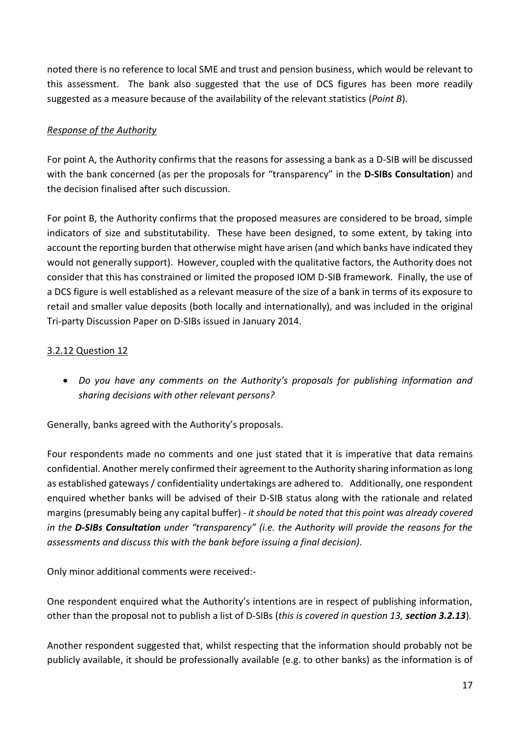noted there is no reference to local SME and trust and pension business, which would be relevant to this assessment. The bank also suggested that the use of DCS figures has been more readily suggested as a measure because of the availability of the relevant statistics (*Point B*).

*Response of the Authority*

For point A, the Authority confirms that the reasons for assessing a bank as a D-SIB will be discussed with the bank concerned (as per the proposals for "transparency" in the **D-SIBs Consultation**) and the decision finalised after such discussion.

For point B, the Authority confirms that the proposed measures are considered to be broad, simple indicators of size and substitutability. These have been designed, to some extent, by taking into account the reporting burden that otherwise might have arisen (and which banks have indicated they would not generally support). However, coupled with the qualitative factors, the Authority does not consider that this has constrained or limited the proposed IOM D-SIB framework. Finally, the use of a DCS figure is well established as a relevant measure of the size of a bank in terms of its exposure to retail and smaller value deposits (both locally and internationally), and was included in the original Tri-party Discussion Paper on D-SIBs issued in January 2014.

### 3.2.12 Question 12

- *Do you have any comments on the Authority's proposals for publishing information and sharing decisions with other relevant persons?*

Generally, banks agreed with the Authority's proposals.

Four respondents made no comments and one just stated that it is imperative that data remains confidential. Another merely confirmed their agreement to the Authority sharing information as long as established gateways / confidentiality undertakings are adhered to. Additionally, one respondent enquired whether banks will be advised of their D-SIB status along with the rationale and related margins (presumably being any capital buffer) - *it should be noted that this point was already covered in the **D-SIBs Consultation** under "transparency" (i.e. the Authority will provide the reasons for the assessments and discuss this with the bank before issuing a final decision)*.

Only minor additional comments were received:-

One respondent enquired what the Authority's intentions are in respect of publishing information, other than the proposal not to publish a list of D-SIBs (*this is covered in question 13, **section 3.2.13***).

Another respondent suggested that, whilst respecting that the information should probably not be publicly available, it should be professionally available (e.g. to other banks) as the information is of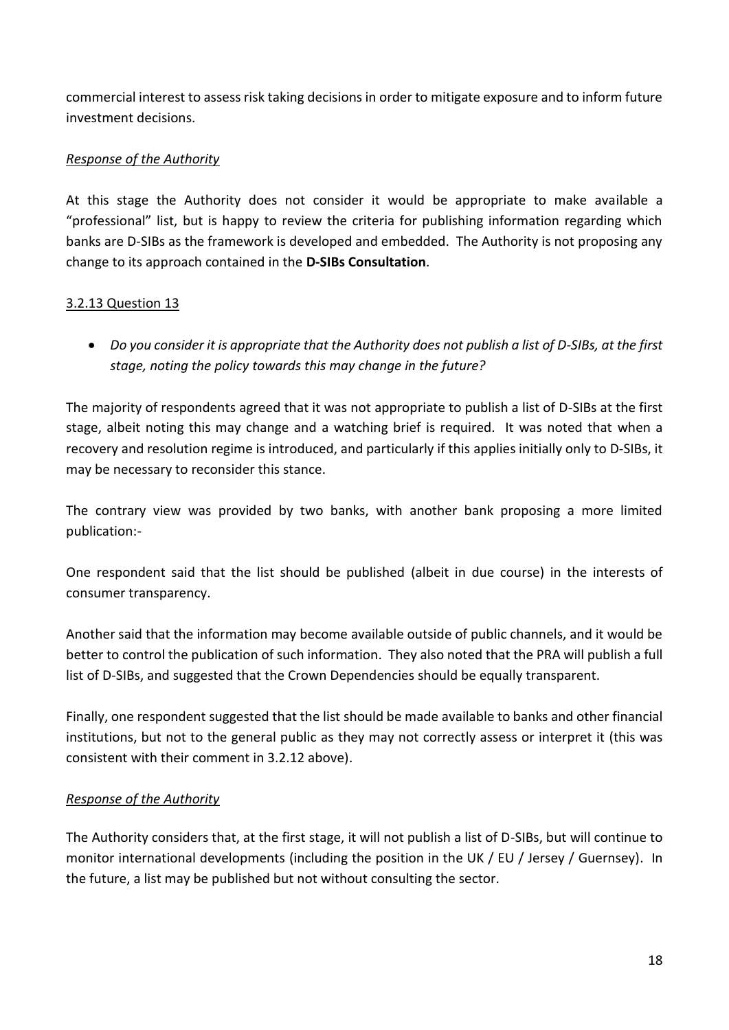commercial interest to assess risk taking decisions in order to mitigate exposure and to inform future investment decisions.

*Response of the Authority*

At this stage the Authority does not consider it would be appropriate to make available a "professional" list, but is happy to review the criteria for publishing information regarding which banks are D-SIBs as the framework is developed and embedded. The Authority is not proposing any change to its approach contained in the **D-SIBs Consultation**.

### 3.2.13 Question 13

- *Do you consider it is appropriate that the Authority does not publish a list of D-SIBs, at the first stage, noting the policy towards this may change in the future?*

The majority of respondents agreed that it was not appropriate to publish a list of D-SIBs at the first stage, albeit noting this may change and a watching brief is required. It was noted that when a recovery and resolution regime is introduced, and particularly if this applies initially only to D-SIBs, it may be necessary to reconsider this stance.

The contrary view was provided by two banks, with another bank proposing a more limited publication:-

One respondent said that the list should be published (albeit in due course) in the interests of consumer transparency.

Another said that the information may become available outside of public channels, and it would be better to control the publication of such information. They also noted that the PRA will publish a full list of D-SIBs, and suggested that the Crown Dependencies should be equally transparent.

Finally, one respondent suggested that the list should be made available to banks and other financial institutions, but not to the general public as they may not correctly assess or interpret it (this was consistent with their comment in 3.2.12 above).

*Response of the Authority*

The Authority considers that, at the first stage, it will not publish a list of D-SIBs, but will continue to monitor international developments (including the position in the UK / EU / Jersey / Guernsey). In the future, a list may be published but not without consulting the sector.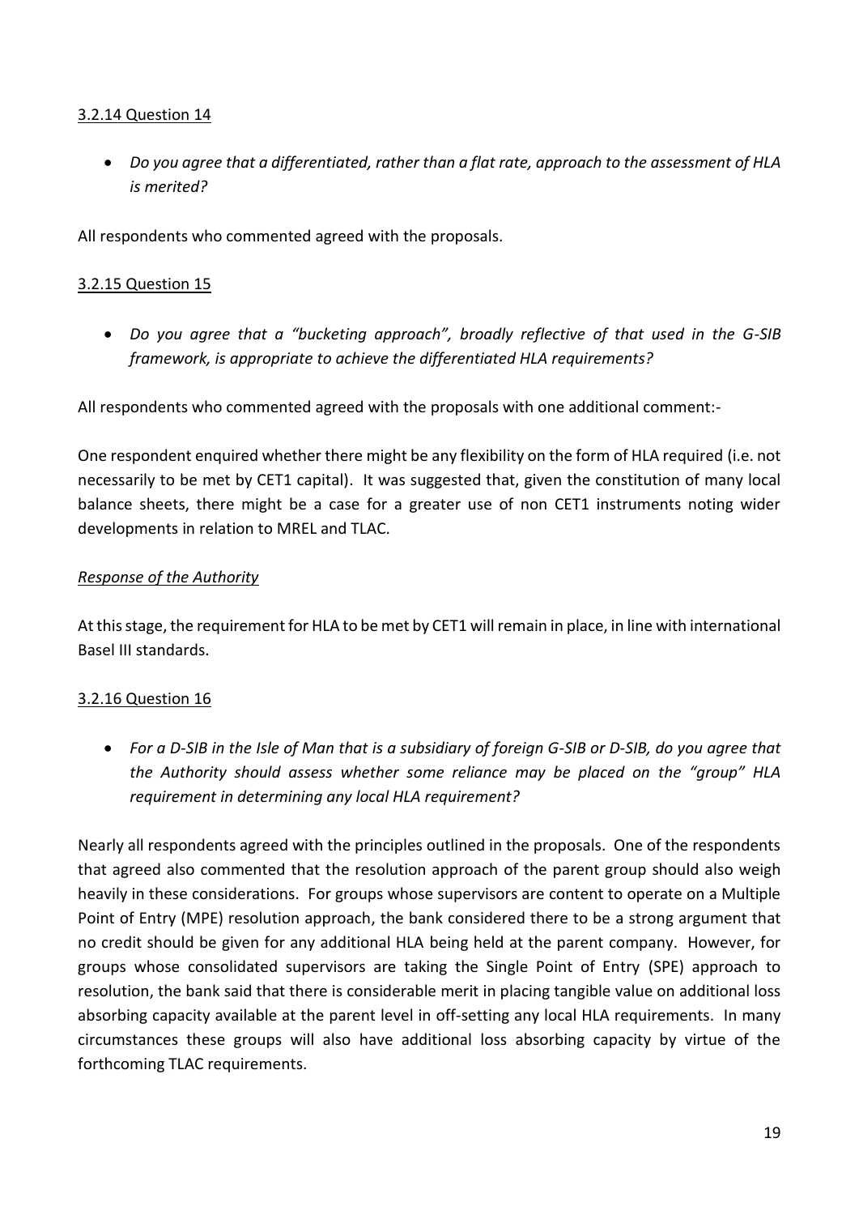### 3.2.14 Question 14

- *Do you agree that a differentiated, rather than a flat rate, approach to the assessment of HLA is merited?*

All respondents who commented agreed with the proposals.

### 3.2.15 Question 15

- *Do you agree that a "bucketing approach", broadly reflective of that used in the G-SIB framework, is appropriate to achieve the differentiated HLA requirements?*

All respondents who commented agreed with the proposals with one additional comment:-

One respondent enquired whether there might be any flexibility on the form of HLA required (i.e. not necessarily to be met by CET1 capital). It was suggested that, given the constitution of many local balance sheets, there might be a case for a greater use of non CET1 instruments noting wider developments in relation to MREL and TLAC.

*Response of the Authority*

At this stage, the requirement for HLA to be met by CET1 will remain in place, in line with international Basel III standards.

### 3.2.16 Question 16

- *For a D-SIB in the Isle of Man that is a subsidiary of foreign G-SIB or D-SIB, do you agree that the Authority should assess whether some reliance may be placed on the "group" HLA requirement in determining any local HLA requirement?*

Nearly all respondents agreed with the principles outlined in the proposals. One of the respondents that agreed also commented that the resolution approach of the parent group should also weigh heavily in these considerations. For groups whose supervisors are content to operate on a Multiple Point of Entry (MPE) resolution approach, the bank considered there to be a strong argument that no credit should be given for any additional HLA being held at the parent company. However, for groups whose consolidated supervisors are taking the Single Point of Entry (SPE) approach to resolution, the bank said that there is considerable merit in placing tangible value on additional loss absorbing capacity available at the parent level in off-setting any local HLA requirements. In many circumstances these groups will also have additional loss absorbing capacity by virtue of the forthcoming TLAC requirements.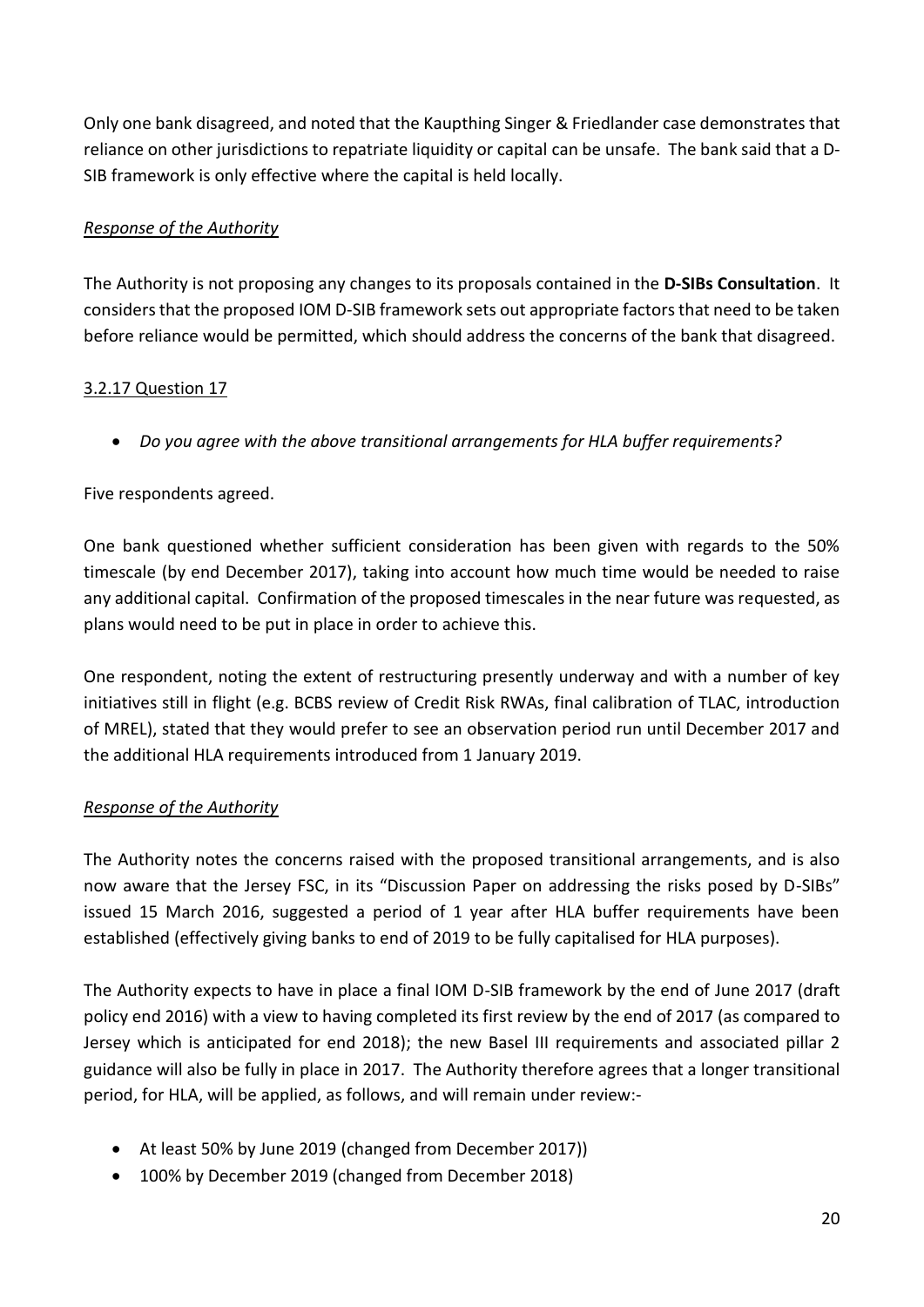Only one bank disagreed, and noted that the Kaupthing Singer & Friedlander case demonstrates that reliance on other jurisdictions to repatriate liquidity or capital can be unsafe. The bank said that a D-SIB framework is only effective where the capital is held locally.

*Response of the Authority*

The Authority is not proposing any changes to its proposals contained in the **D-SIBs Consultation**. It considers that the proposed IOM D-SIB framework sets out appropriate factors that need to be taken before reliance would be permitted, which should address the concerns of the bank that disagreed.

### 3.2.17 Question 17

- *Do you agree with the above transitional arrangements for HLA buffer requirements?*

Five respondents agreed.

One bank questioned whether sufficient consideration has been given with regards to the 50% timescale (by end December 2017), taking into account how much time would be needed to raise any additional capital. Confirmation of the proposed timescales in the near future was requested, as plans would need to be put in place in order to achieve this.

One respondent, noting the extent of restructuring presently underway and with a number of key initiatives still in flight (e.g. BCBS review of Credit Risk RWAs, final calibration of TLAC, introduction of MREL), stated that they would prefer to see an observation period run until December 2017 and the additional HLA requirements introduced from 1 January 2019.

*Response of the Authority*

The Authority notes the concerns raised with the proposed transitional arrangements, and is also now aware that the Jersey FSC, in its "Discussion Paper on addressing the risks posed by D-SIBs" issued 15 March 2016, suggested a period of 1 year after HLA buffer requirements have been established (effectively giving banks to end of 2019 to be fully capitalised for HLA purposes).

The Authority expects to have in place a final IOM D-SIB framework by the end of June 2017 (draft policy end 2016) with a view to having completed its first review by the end of 2017 (as compared to Jersey which is anticipated for end 2018); the new Basel III requirements and associated pillar 2 guidance will also be fully in place in 2017. The Authority therefore agrees that a longer transitional period, for HLA, will be applied, as follows, and will remain under review:-

- At least 50% by June 2019 (changed from December 2017))
- 100% by December 2019 (changed from December 2018)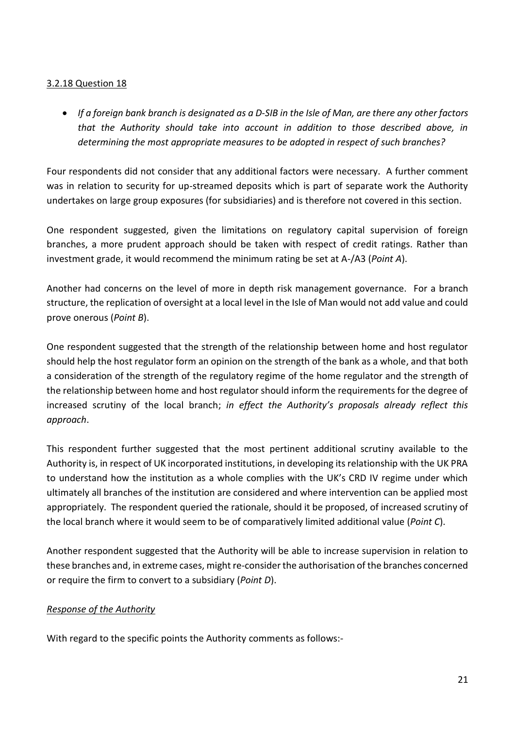### 3.2.18 Question 18

- *If a foreign bank branch is designated as a D-SIB in the Isle of Man, are there any other factors that the Authority should take into account in addition to those described above, in determining the most appropriate measures to be adopted in respect of such branches?*

Four respondents did not consider that any additional factors were necessary. A further comment was in relation to security for up-streamed deposits which is part of separate work the Authority undertakes on large group exposures (for subsidiaries) and is therefore not covered in this section.

One respondent suggested, given the limitations on regulatory capital supervision of foreign branches, a more prudent approach should be taken with respect of credit ratings. Rather than investment grade, it would recommend the minimum rating be set at A-/A3 (*Point A*).

Another had concerns on the level of more in depth risk management governance. For a branch structure, the replication of oversight at a local level in the Isle of Man would not add value and could prove onerous (*Point B*).

One respondent suggested that the strength of the relationship between home and host regulator should help the host regulator form an opinion on the strength of the bank as a whole, and that both a consideration of the strength of the regulatory regime of the home regulator and the strength of the relationship between home and host regulator should inform the requirements for the degree of increased scrutiny of the local branch; *in effect the Authority's proposals already reflect this approach*.

This respondent further suggested that the most pertinent additional scrutiny available to the Authority is, in respect of UK incorporated institutions, in developing its relationship with the UK PRA to understand how the institution as a whole complies with the UK's CRD IV regime under which ultimately all branches of the institution are considered and where intervention can be applied most appropriately. The respondent queried the rationale, should it be proposed, of increased scrutiny of the local branch where it would seem to be of comparatively limited additional value (*Point C*).

Another respondent suggested that the Authority will be able to increase supervision in relation to these branches and, in extreme cases, might re-consider the authorisation of the branches concerned or require the firm to convert to a subsidiary (*Point D*).

*Response of the Authority*

With regard to the specific points the Authority comments as follows:-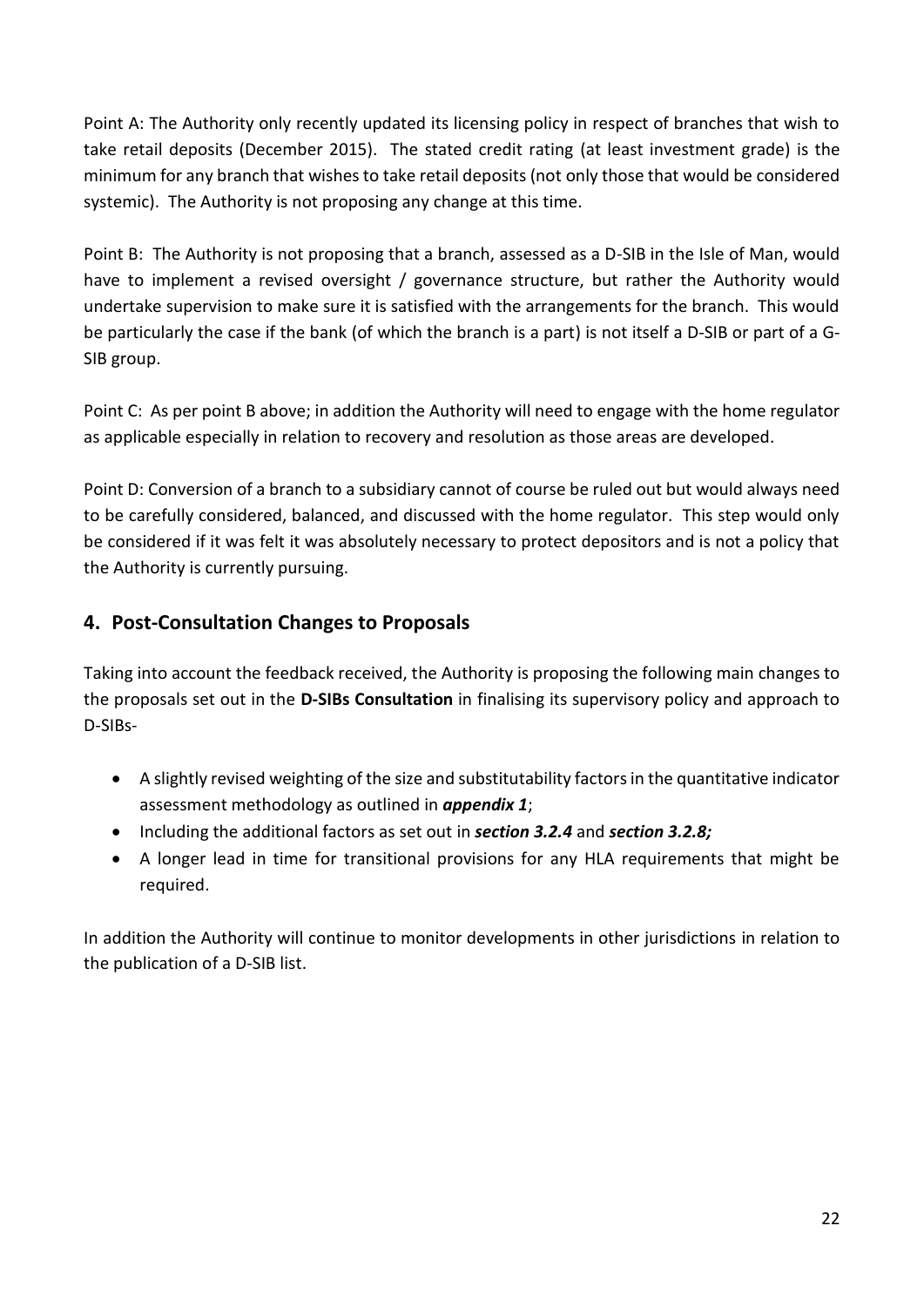Point A: The Authority only recently updated its licensing policy in respect of branches that wish to take retail deposits (December 2015). The stated credit rating (at least investment grade) is the minimum for any branch that wishes to take retail deposits (not only those that would be considered systemic). The Authority is not proposing any change at this time.

Point B: The Authority is not proposing that a branch, assessed as a D-SIB in the Isle of Man, would have to implement a revised oversight / governance structure, but rather the Authority would undertake supervision to make sure it is satisfied with the arrangements for the branch. This would be particularly the case if the bank (of which the branch is a part) is not itself a D-SIB or part of a G-SIB group.

Point C: As per point B above; in addition the Authority will need to engage with the home regulator as applicable especially in relation to recovery and resolution as those areas are developed.

Point D: Conversion of a branch to a subsidiary cannot of course be ruled out but would always need to be carefully considered, balanced, and discussed with the home regulator. This step would only be considered if it was felt it was absolutely necessary to protect depositors and is not a policy that the Authority is currently pursuing.

## 4. Post-Consultation Changes to Proposals

Taking into account the feedback received, the Authority is proposing the following main changes to the proposals set out in the **D-SIBs Consultation** in finalising its supervisory policy and approach to D-SIBs-

- A slightly revised weighting of the size and substitutability factors in the quantitative indicator assessment methodology as outlined in ***appendix 1***;
- Including the additional factors as set out in ***section 3.2.4*** and ***section 3.2.8;***
- A longer lead in time for transitional provisions for any HLA requirements that might be required.

In addition the Authority will continue to monitor developments in other jurisdictions in relation to the publication of a D-SIB list.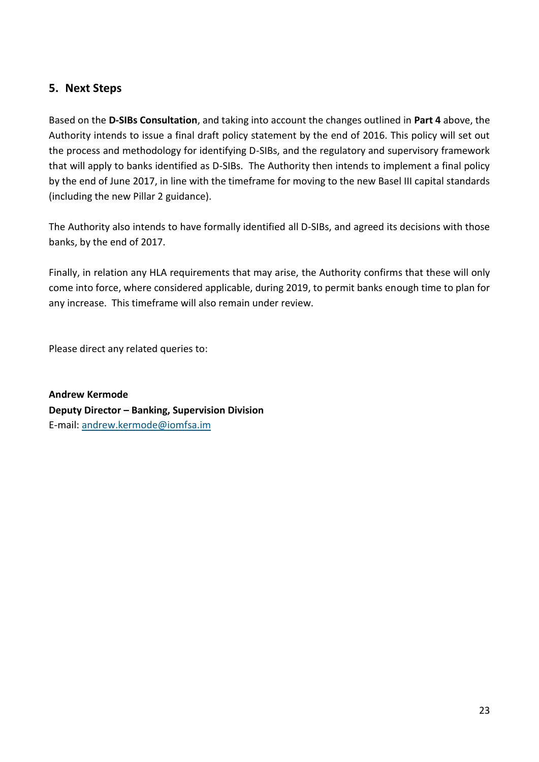## 5. Next Steps

Based on the **D-SIBs Consultation**, and taking into account the changes outlined in **Part 4** above, the Authority intends to issue a final draft policy statement by the end of 2016. This policy will set out the process and methodology for identifying D-SIBs, and the regulatory and supervisory framework that will apply to banks identified as D-SIBs. The Authority then intends to implement a final policy by the end of June 2017, in line with the timeframe for moving to the new Basel III capital standards (including the new Pillar 2 guidance).

The Authority also intends to have formally identified all D-SIBs, and agreed its decisions with those banks, by the end of 2017.

Finally, in relation any HLA requirements that may arise, the Authority confirms that these will only come into force, where considered applicable, during 2019, to permit banks enough time to plan for any increase. This timeframe will also remain under review.

Please direct any related queries to:

**Andrew Kermode**
**Deputy Director – Banking, Supervision Division**
E-mail: andrew.kermode@iomfsa.im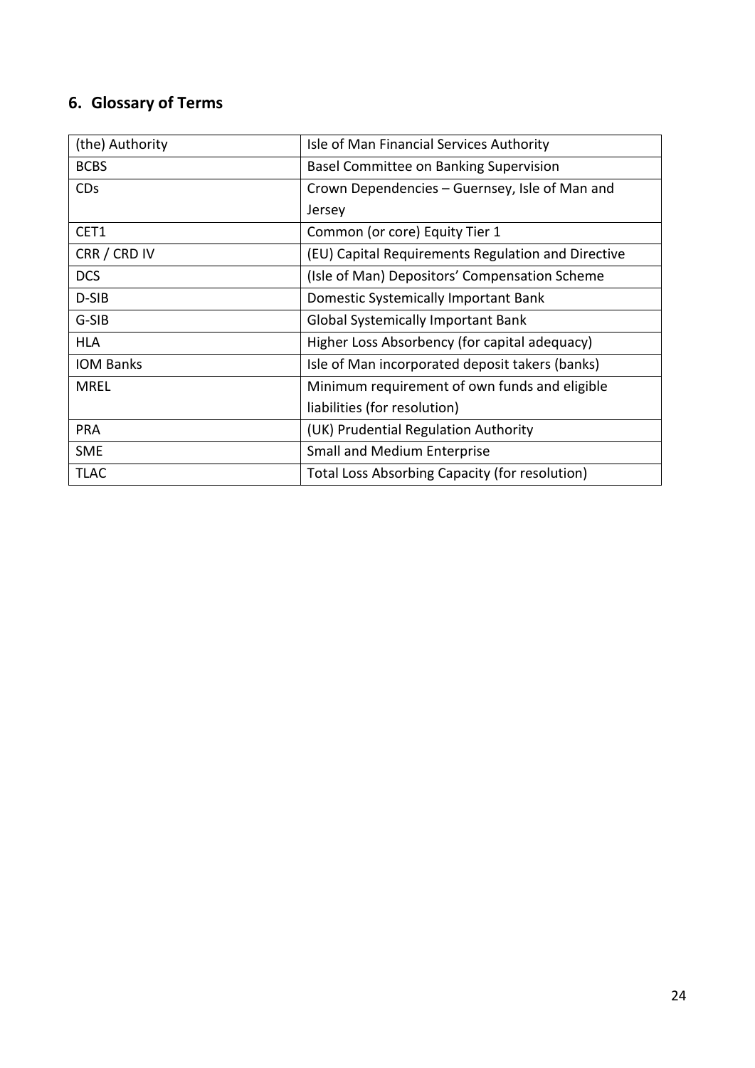## 6. Glossary of Terms

| | |
|---|---|
| (the) Authority | Isle of Man Financial Services Authority |
| BCBS | Basel Committee on Banking Supervision |
| CDs | Crown Dependencies – Guernsey, Isle of Man and Jersey |
| CET1 | Common (or core) Equity Tier 1 |
| CRR / CRD IV | (EU) Capital Requirements Regulation and Directive |
| DCS | (Isle of Man) Depositors' Compensation Scheme |
| D-SIB | Domestic Systemically Important Bank |
| G-SIB | Global Systemically Important Bank |
| HLA | Higher Loss Absorbency (for capital adequacy) |
| IOM Banks | Isle of Man incorporated deposit takers (banks) |
| MREL | Minimum requirement of own funds and eligible liabilities (for resolution) |
| PRA | (UK) Prudential Regulation Authority |
| SME | Small and Medium Enterprise |
| TLAC | Total Loss Absorbing Capacity (for resolution) |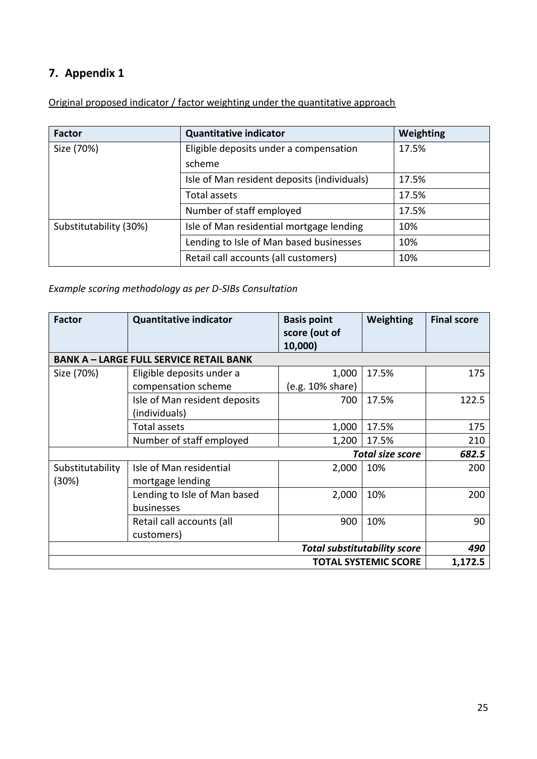## 7. Appendix 1

Original proposed indicator / factor weighting under the quantitative approach

| Factor | Quantitative indicator | Weighting |
|---|---|---|
| Size (70%) | Eligible deposits under a compensation scheme | 17.5% |
| | Isle of Man resident deposits (individuals) | 17.5% |
| | Total assets | 17.5% |
| | Number of staff employed | 17.5% |
| Substitutability (30%) | Isle of Man residential mortgage lending | 10% |
| | Lending to Isle of Man based businesses | 10% |
| | Retail call accounts (all customers) | 10% |

*Example scoring methodology as per D-SIBs Consultation*

| Factor | Quantitative indicator | Basis point score (out of 10,000) | Weighting | Final score |
|---|---|---|---|---|
| **BANK A – LARGE FULL SERVICE RETAIL BANK** | | | | |
| Size (70%) | Eligible deposits under a compensation scheme | 1,000 (e.g. 10% share) | 17.5% | 175 |
| | Isle of Man resident deposits (individuals) | 700 | 17.5% | 122.5 |
| | Total assets | 1,000 | 17.5% | 175 |
| | Number of staff employed | 1,200 | 17.5% | 210 |
| | | | ***Total size score*** | ***682.5*** |
| Substitutability (30%) | Isle of Man residential mortgage lending | 2,000 | 10% | 200 |
| | Lending to Isle of Man based businesses | 2,000 | 10% | 200 |
| | Retail call accounts (all customers) | 900 | 10% | 90 |
| | | | ***Total substitutability score*** | ***490*** |
| | | | **TOTAL SYSTEMIC SCORE** | **1,172.5** |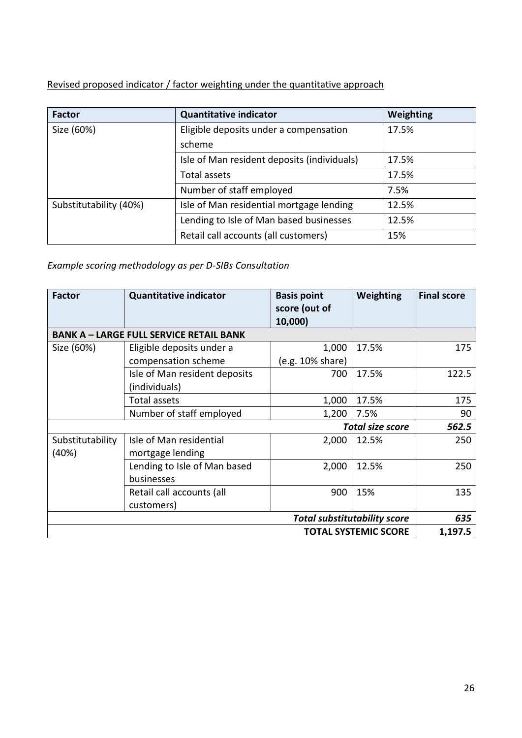Revised proposed indicator / factor weighting under the quantitative approach

| Factor | Quantitative indicator | Weighting |
|---|---|---|
| Size (60%) | Eligible deposits under a compensation scheme | 17.5% |
| | Isle of Man resident deposits (individuals) | 17.5% |
| | Total assets | 17.5% |
| | Number of staff employed | 7.5% |
| Substitutability (40%) | Isle of Man residential mortgage lending | 12.5% |
| | Lending to Isle of Man based businesses | 12.5% |
| | Retail call accounts (all customers) | 15% |

*Example scoring methodology as per D-SIBs Consultation*

| Factor | Quantitative indicator | Basis point score (out of 10,000) | Weighting | Final score |
|---|---|---|---|---|
| **BANK A – LARGE FULL SERVICE RETAIL BANK** | | | | |
| Size (60%) | Eligible deposits under a compensation scheme | 1,000 (e.g. 10% share) | 17.5% | 175 |
| | Isle of Man resident deposits (individuals) | 700 | 17.5% | 122.5 |
| | Total assets | 1,000 | 17.5% | 175 |
| | Number of staff employed | 1,200 | 7.5% | 90 |
| | | | ***Total size score*** | ***562.5*** |
| Substitutability (40%) | Isle of Man residential mortgage lending | 2,000 | 12.5% | 250 |
| | Lending to Isle of Man based businesses | 2,000 | 12.5% | 250 |
| | Retail call accounts (all customers) | 900 | 15% | 135 |
| | | | ***Total substitutability score*** | ***635*** |
| | | | **TOTAL SYSTEMIC SCORE** | **1,197.5** |